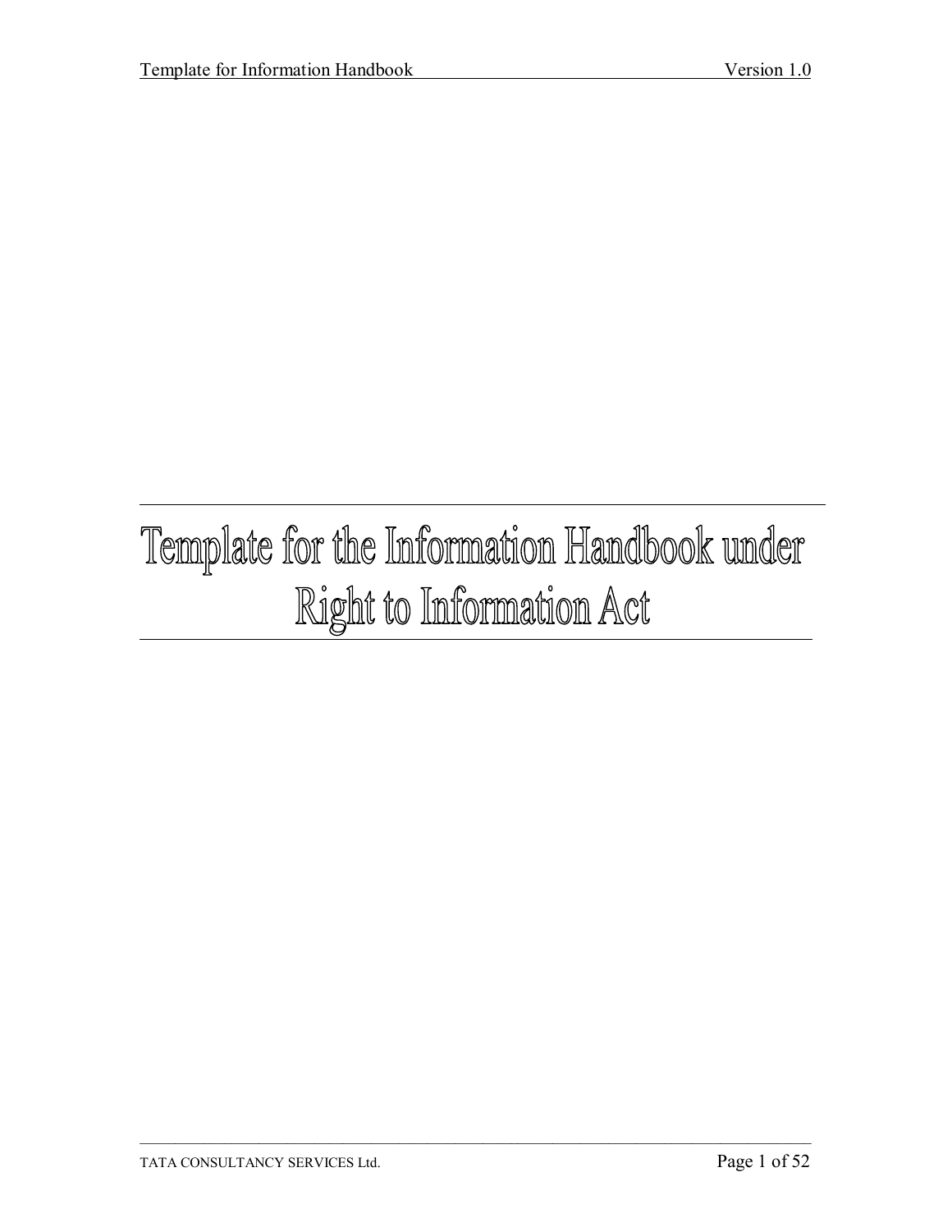# Template for the Information Handbook under Right to Information Act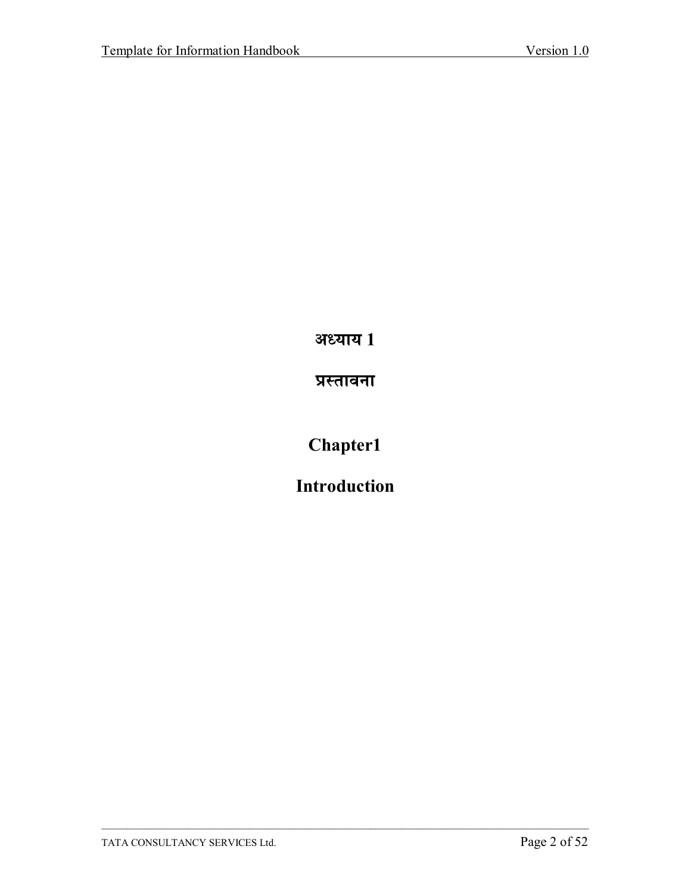# अध्याय 1

# प्रस्तावना

# Chapter1

# Introduction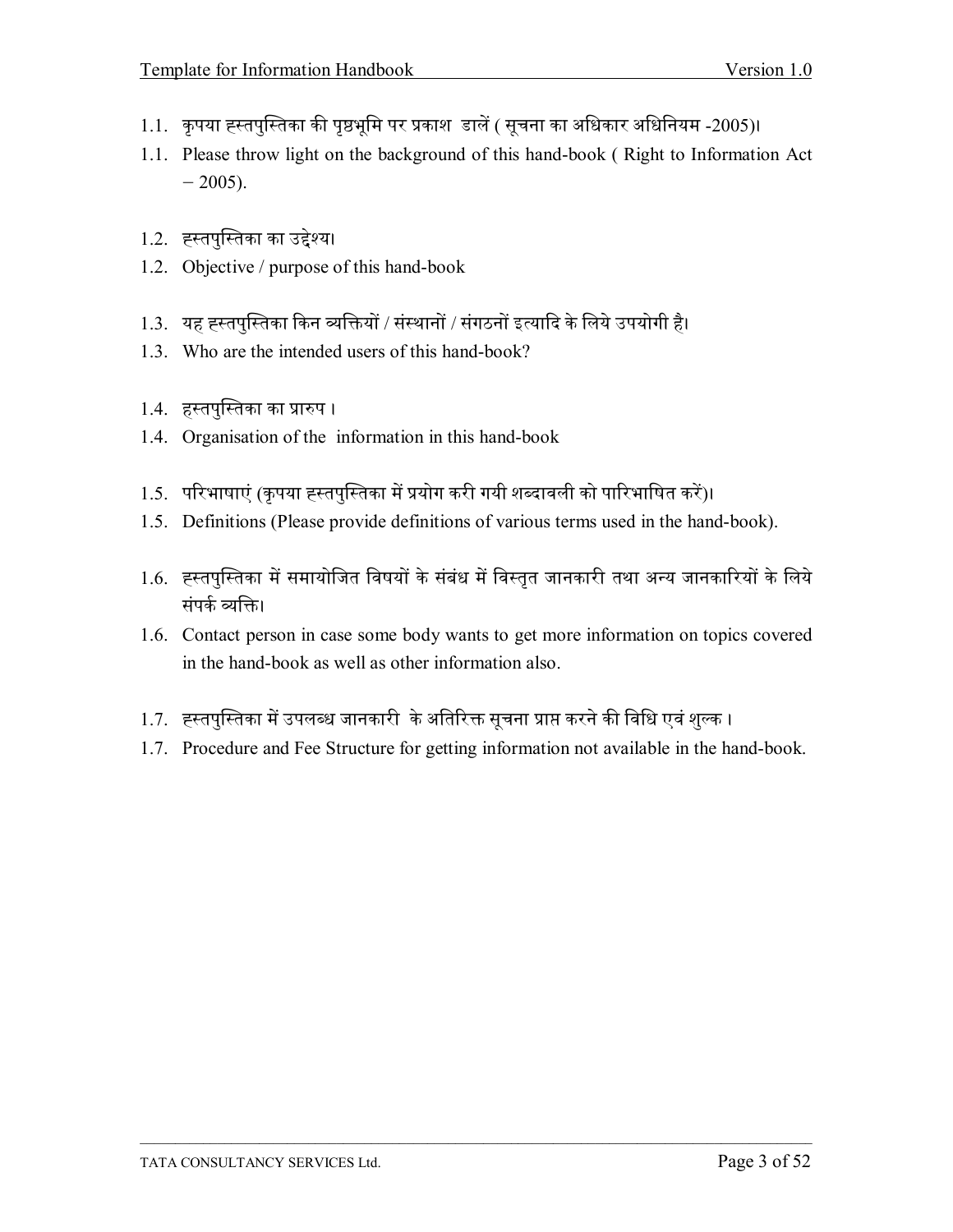1.1. कृपया हस्तपुस्तिका की पृष्ठभूमि पर प्रकाश डालें ( सूचना का अधिकार अधिनियम -2005)।

1.1. Please throw light on the background of this hand-book ( Right to Information Act – 2005).

1.2. हस्तपुस्तिका का उद्देश्य।

1.2. Objective / purpose of this hand-book

1.3. यह हस्तपुस्तिका किन व्यक्तियों / संस्थानों / संगठनों इत्यादि के लिये उपयोगी है।

1.3. Who are the intended users of this hand-book?

1.4. हस्तपुस्तिका का प्रारुप ।

1.4. Organisation of the information in this hand-book

1.5. परिभाषाएं (कृपया हस्तपुस्तिका में प्रयोग करी गयी शब्दावली को पारिभाषित करें)।

1.5. Definitions (Please provide definitions of various terms used in the hand-book).

1.6. हस्तपुस्तिका में समायोजित विषयों के संबंध में विस्तृत जानकारी तथा अन्य जानकारियों के लिये संपर्क व्यक्ति।

1.6. Contact person in case some body wants to get more information on topics covered in the hand-book as well as other information also.

1.7. हस्तपुस्तिका में उपलब्ध जानकारी के अतिरिक्त सूचना प्राप्त करने की विधि एवं शुल्क ।

1.7. Procedure and Fee Structure for getting information not available in the hand-book.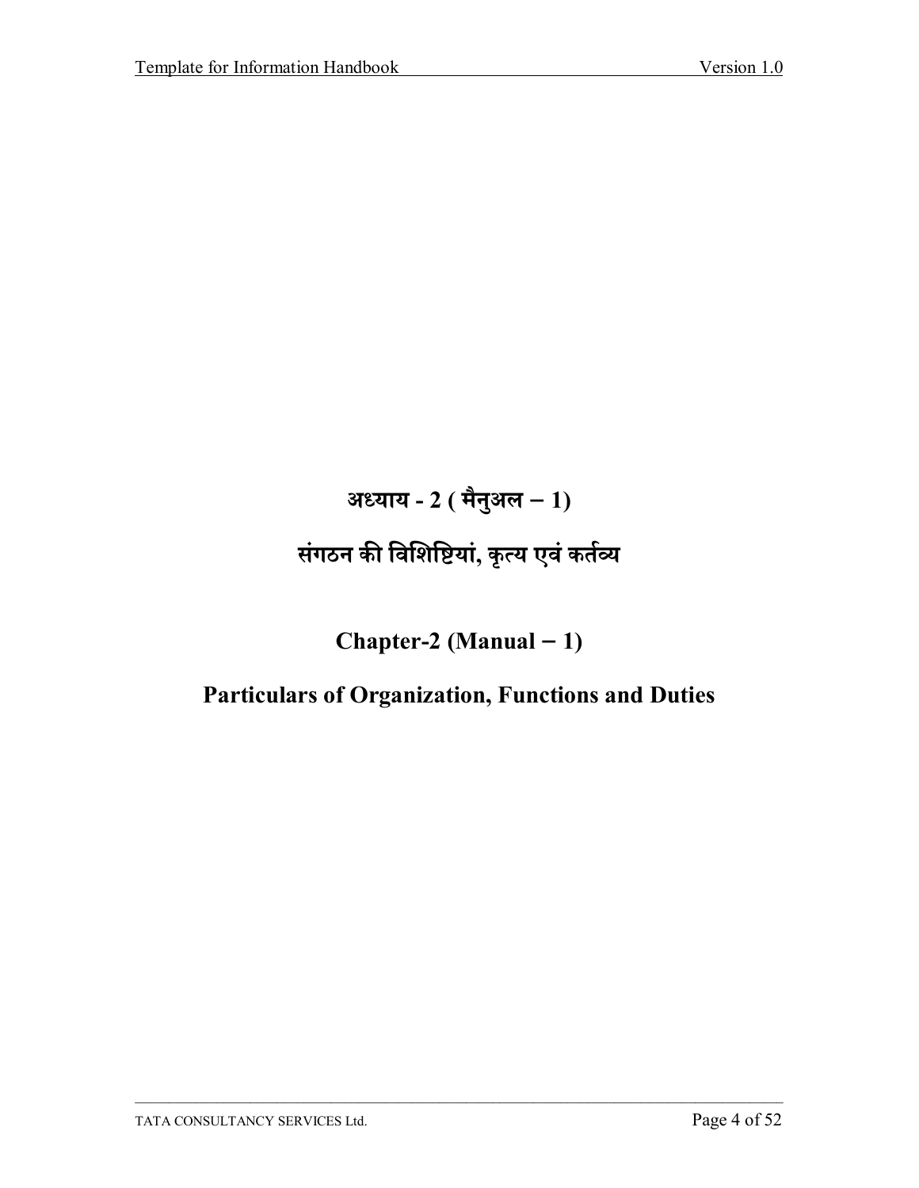# अध्याय - 2 ( मैनुअल – 1)

# संगठन की विशिष्टियां, कृत्य एवं कर्तव्य

# Chapter-2 (Manual – 1)

# Particulars of Organization, Functions and Duties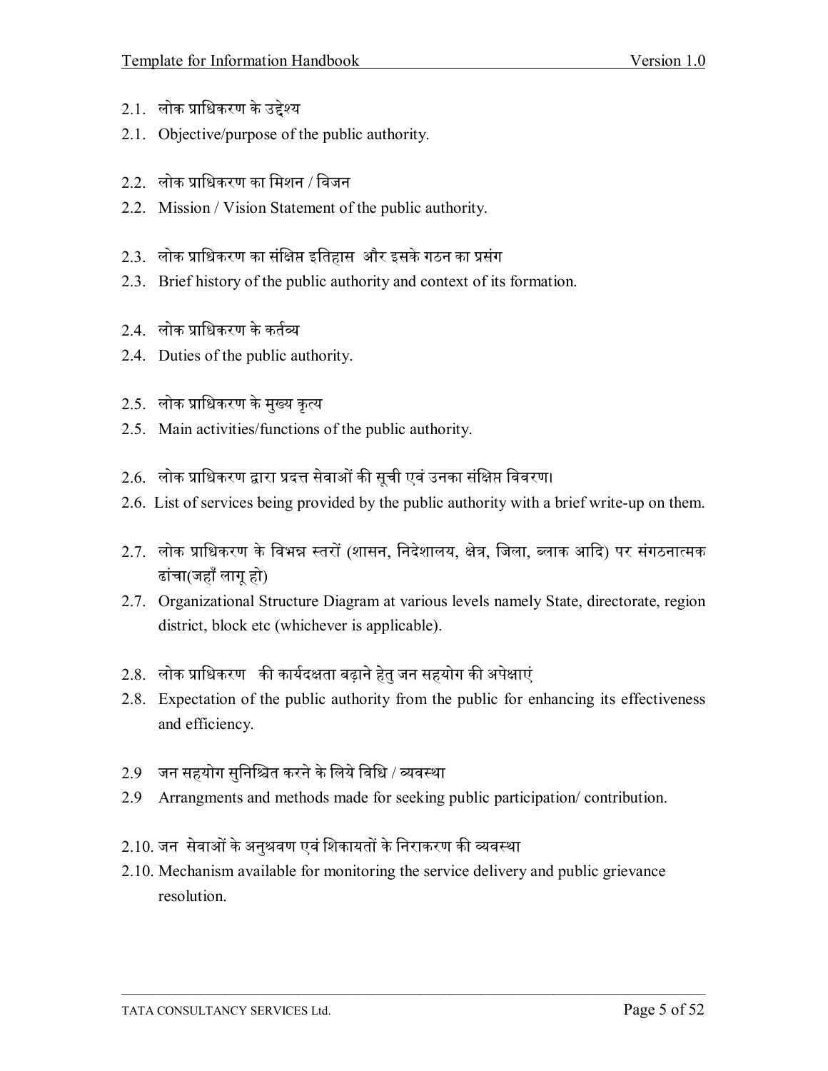2.1. लोक प्राधिकरण के उद्देश्य

2.1. Objective/purpose of the public authority.

2.2. लोक प्राधिकरण का मिशन / विजन

2.2. Mission / Vision Statement of the public authority.

2.3. लोक प्राधिकरण का संक्षिप्त इतिहास और इसके गठन का प्रसंग

2.3. Brief history of the public authority and context of its formation.

2.4. लोक प्राधिकरण के कर्तव्य

2.4. Duties of the public authority.

2.5. लोक प्राधिकरण के मुख्य कृत्य

2.5. Main activities/functions of the public authority.

2.6. लोक प्राधिकरण द्वारा प्रदत्त सेवाओं की सूची एवं उनका संक्षिप्त विवरण।

2.6. List of services being provided by the public authority with a brief write-up on them.

2.7. लोक प्राधिकरण के विभिन्न स्तरों (शासन, निदेशालय, क्षेत्र, जिला, ब्लाक आदि) पर संगठनात्मक ढांचा(जहाँ लागू हो)

2.7. Organizational Structure Diagram at various levels namely State, directorate, region district, block etc (whichever is applicable).

2.8. लोक प्राधिकरण की कार्यदक्षता बढ़ाने हेतु जन सहयोग की अपेक्षाएं

2.8. Expectation of the public authority from the public for enhancing its effectiveness and efficiency.

2.9 जन सहयोग सुनिश्चित करने के लिये विधि / व्यवस्था

2.9 Arrangments and methods made for seeking public participation/ contribution.

2.10. जन सेवाओं के अनुश्रवण एवं शिकायतों के निराकरण की व्यवस्था

2.10. Mechanism available for monitoring the service delivery and public grievance resolution.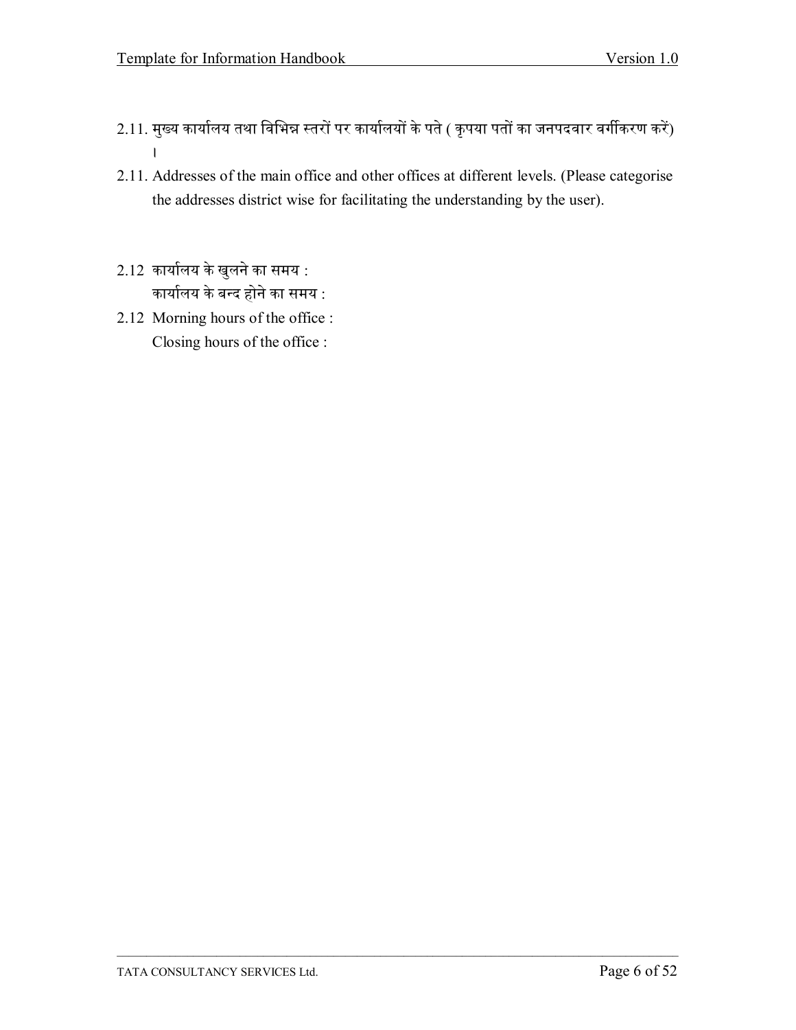2.11. मुख्य कार्यालय तथा विभिन्न स्तरों पर कार्यालयों के पते ( कृपया पतों का जनपदवार वर्गीकरण करें) ।

2.11. Addresses of the main office and other offices at different levels. (Please categorise the addresses district wise for facilitating the understanding by the user).

2.12 कार्यालय के खुलने का समय :
कार्यालय के बन्द होने का समय :

2.12 Morning hours of the office :
Closing hours of the office :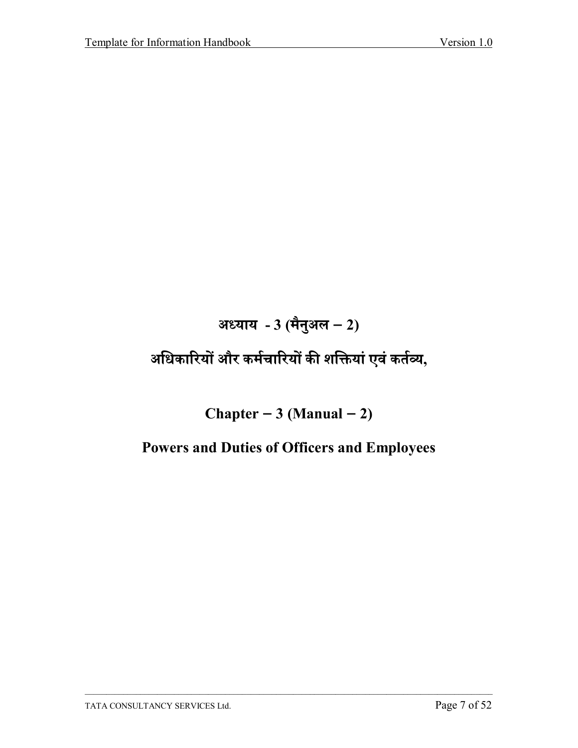# अध्याय - 3 (मैनुअल – 2)

# अधिकारियों और कर्मचारियों की शक्तियां एवं कर्तव्य,

# Chapter – 3 (Manual – 2)

# Powers and Duties of Officers and Employees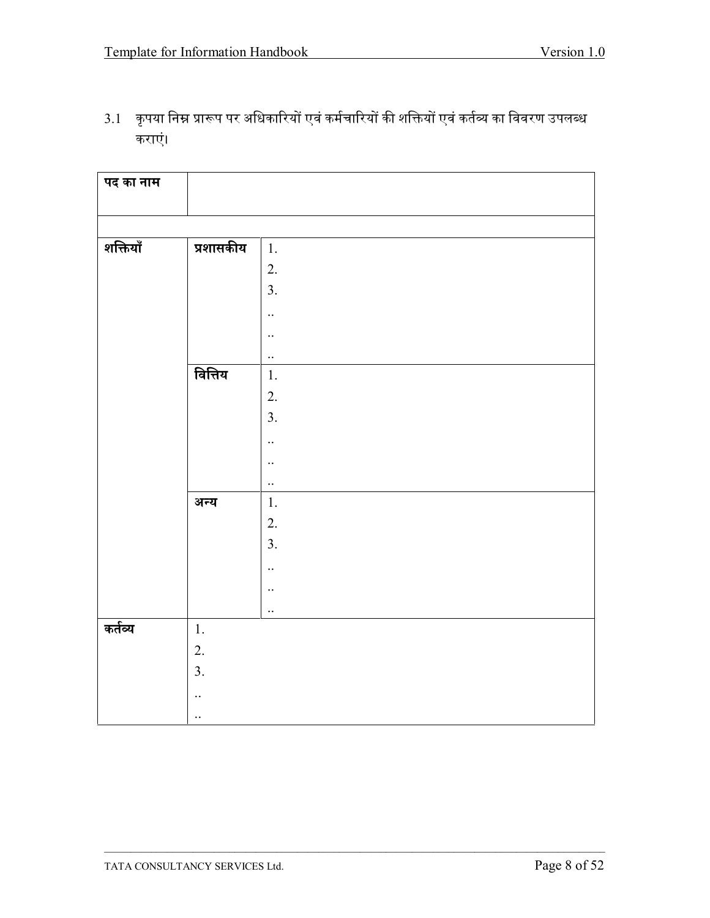3.1 कृपया निम्न प्रारूप पर अधिकारियों एवं कर्मचारियों की शक्तियों एवं कर्तव्य का विवरण उपलब्ध कराएं।

| **पद का नाम** | | |
|---|---|---|
| | | |
| **शक्तियाँ** | **प्रशासकीय** | 1.<br>2.<br>3.<br>..<br>..<br>.. |
| | **वित्तिय** | 1.<br>2.<br>3.<br>..<br>..<br>.. |
| | **अन्य** | 1.<br>2.<br>3.<br>..<br>..<br>.. |
| **कर्तव्य** | 1.<br>2.<br>3.<br>..<br>.. | |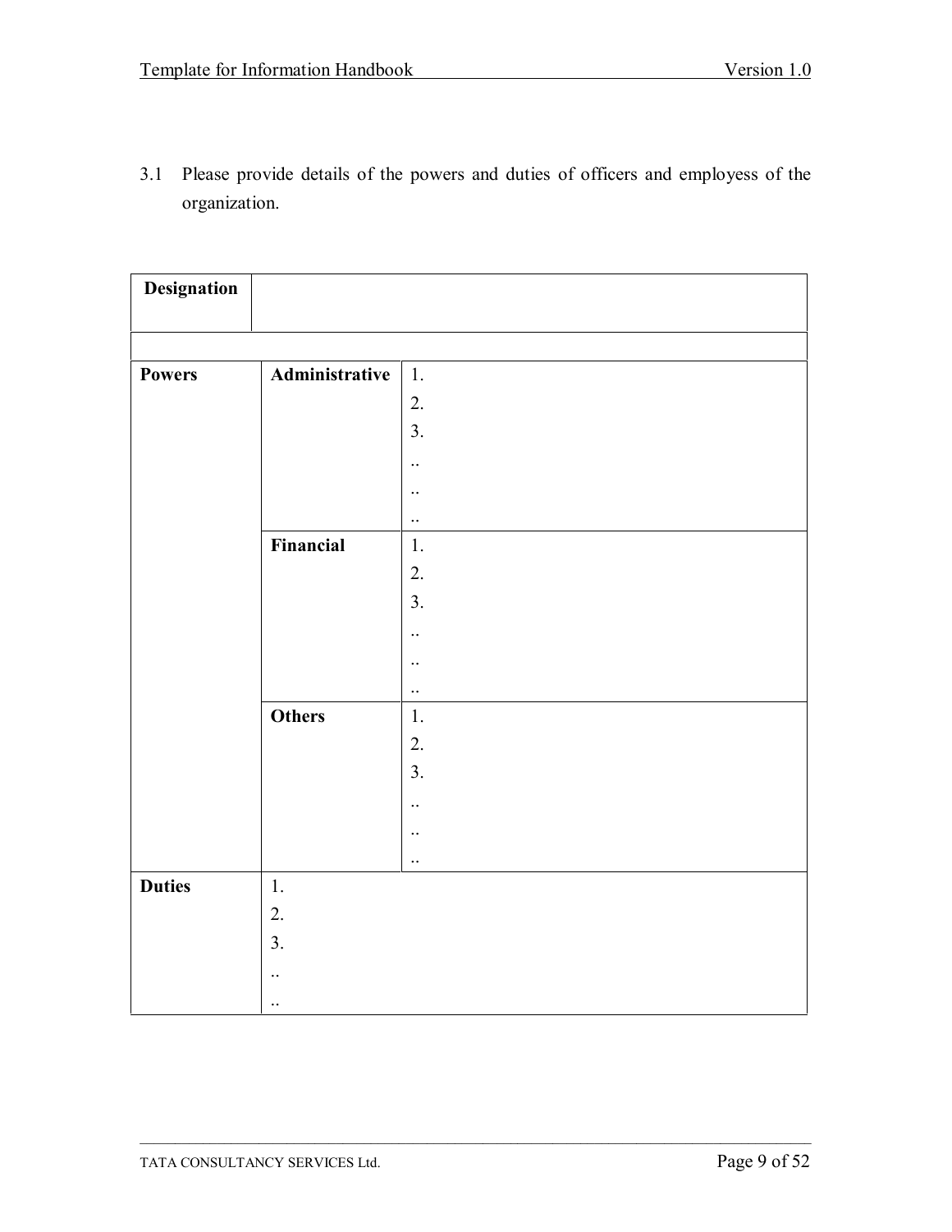3.1 Please provide details of the powers and duties of officers and employess of the organization.

| Designation | | |
|---|---|---|
| | | |
| **Powers** | **Administrative** | 1.<br>2.<br>3.<br>..<br>..<br>.. |
| | **Financial** | 1.<br>2.<br>3.<br>..<br>..<br>.. |
| | **Others** | 1.<br>2.<br>3.<br>..<br>..<br>.. |
| **Duties** | 1.<br>2.<br>3.<br>..<br>.. | |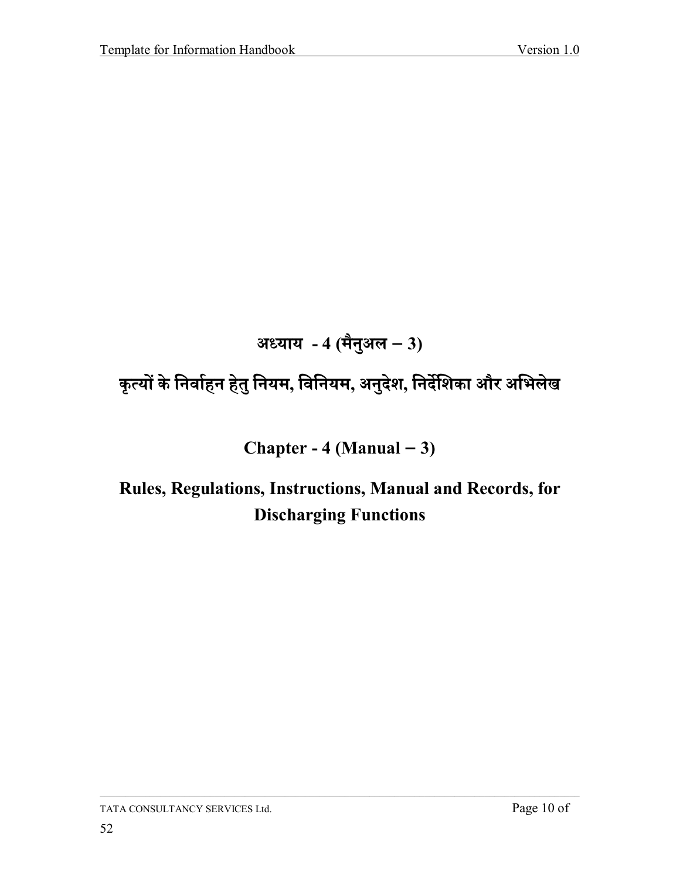# अध्याय - 4 (मैनुअल – 3)

# कृत्यों के निर्वाहन हेतु नियम, विनियम, अनुदेश, निर्देशिका और अभिलेख

# Chapter - 4 (Manual – 3)

# Rules, Regulations, Instructions, Manual and Records, for Discharging Functions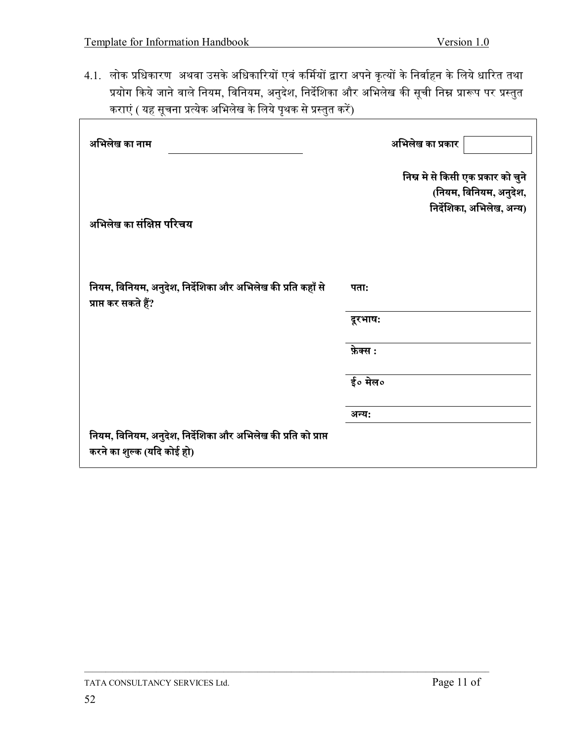4.1. लोक प्रधिकारण  अथवा उसके अधिकारियों एवं कर्मियों द्वारा अपने कृत्यों के निर्वाहन के लिये धारित तथा प्रयोग किये जाने वाले नियम, विनियम, अनुदेश, निर्देशिका और अभिलेख की सूची निम्न प्रारूप पर प्रस्तुत कराएं ( यह सूचना प्रत्येक अभिलेख के लिये पृथक से प्रस्तुत करें)

| | |
|---|---|
| **अभिलेख का नाम** ______________ | **अभिलेख का प्रकार** [ ] |
| | **निम्न मे से किसी एक प्रकार को चुने (नियम, विनियम, अनुदेश, निर्देशिका, अभिलेख, अन्य)** |
| **अभिलेख का संक्षिप्त परिचय** | |
| **नियम, विनियम, अनुदेश, निर्देशिका और अभिलेख की प्रति कहाँ से प्राप्त कर सकते हैं?** | **पता:** |
| | **दूरभाष:** |
| | **फ़ेक्स :** |
| | **ई० मेल०** |
| | **अन्य:** |
| **नियम, विनियम, अनुदेश, निर्देशिका और अभिलेख की प्रति को प्राप्त करने का शुल्क (यदि कोई हो)** | |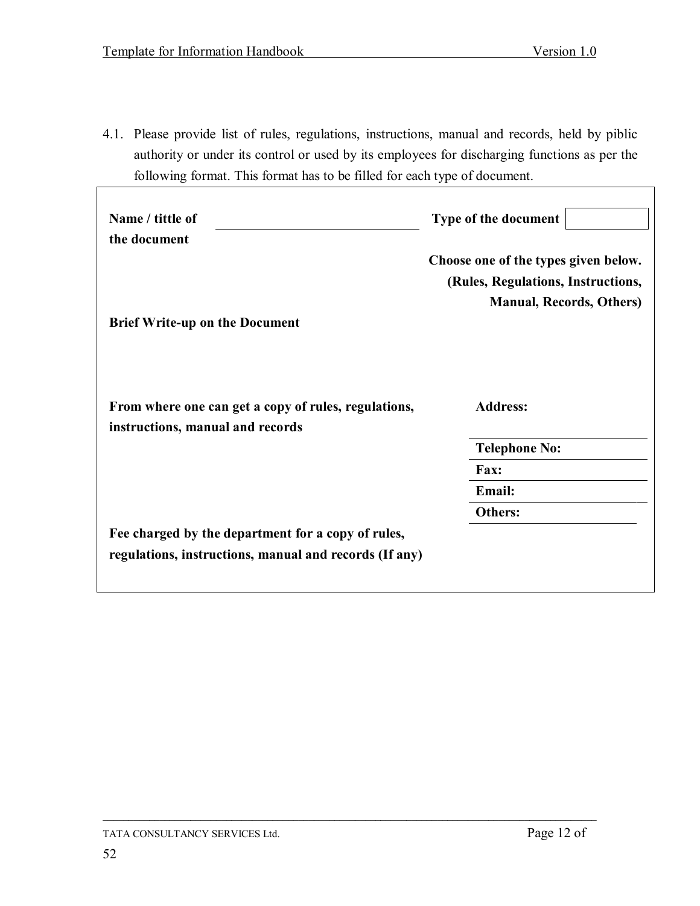4.1. Please provide list of rules, regulations, instructions, manual and records, held by piblic authority or under its control or used by its employees for discharging functions as per the following format. This format has to be filled for each type of document.

| | |
|---|---|
| **Name / tittle of the document** ______________________ | **Type of the document** [ ] |
| | **Choose one of the types given below. (Rules, Regulations, Instructions, Manual, Records, Others)** |
| **Brief Write-up on the Document** | |
| **From where one can get a copy of rules, regulations, instructions, manual and records** | **Address:** |
| | **Telephone No:** |
| | **Fax:** |
| | **Email:** |
| | **Others:** |
| **Fee charged by the department for a copy of rules, regulations, instructions, manual and records (If any)** | |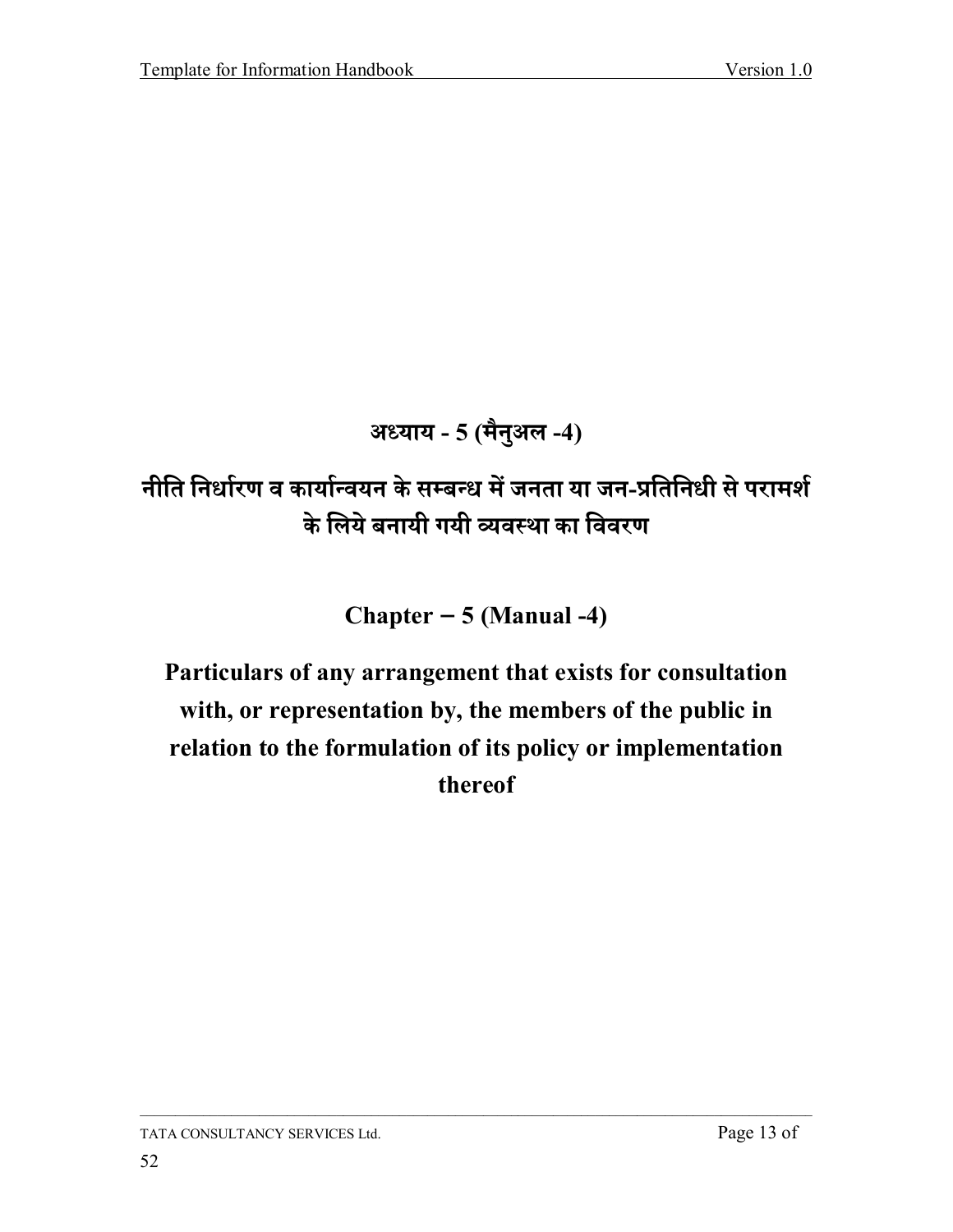# अध्याय - 5 (मैनुअल -4)

# नीति निर्धारण व कार्यान्वयन के सम्बन्ध में जनता या जन-प्रतिनिधी से परामर्श के लिये बनायी गयी व्यवस्था का विवरण

# Chapter – 5 (Manual -4)

# Particulars of any arrangement that exists for consultation with, or representation by, the members of the public in relation to the formulation of its policy or implementation thereof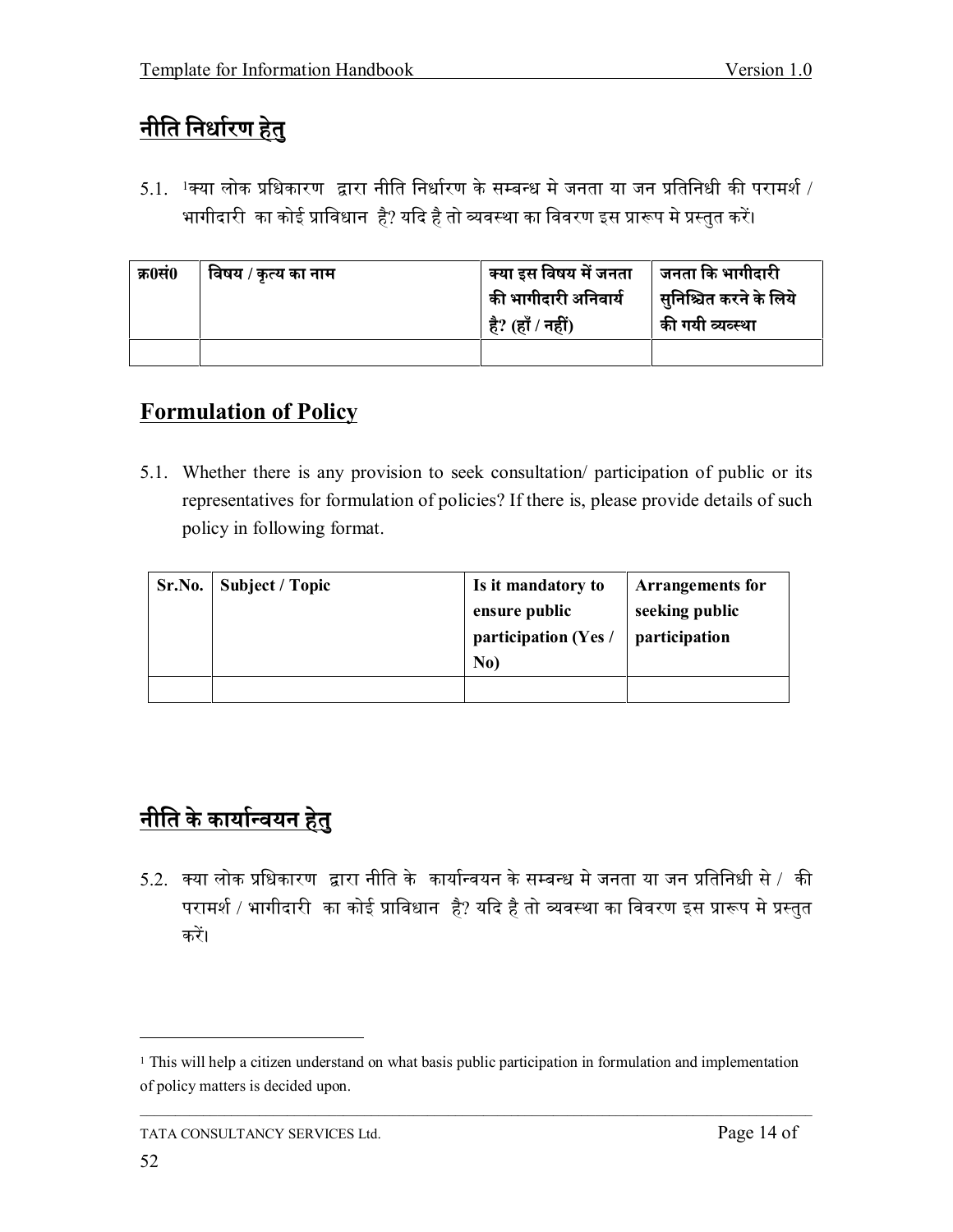## नीति निर्धारण हेतु

5.1. [1]क्या लोक प्रधिकारण द्वारा नीति निर्धारण के सम्बन्ध मे जनता या जन प्रतिनिधी की परामर्श / भागीदारी का कोई प्राविधान है? यदि है तो व्यवस्था का विवरण इस प्रारूप मे प्रस्तुत करें।

| क्र0सं0 | विषय / कृत्य का नाम | क्या इस विषय में जनता की भागीदारी अनिवार्य है? (हाँ / नहीं) | जनता कि भागीदारी सुनिश्चित करने के लिये की गयी व्यवस्था |
|---|---|---|---|
| | | | |

## Formulation of Policy

5.1. Whether there is any provision to seek consultation/ participation of public or its representatives for formulation of policies? If there is, please provide details of such policy in following format.

| Sr.No. | Subject / Topic | Is it mandatory to ensure public participation (Yes / No) | Arrangements for seeking public participation |
|---|---|---|---|
| | | | |

## नीति के कार्यान्वयन हेतु

5.2. क्या लोक प्रधिकारण द्वारा नीति के कार्यान्वयन के सम्बन्ध मे जनता या जन प्रतिनिधी से / की परामर्श / भागीदारी का कोई प्राविधान है? यदि है तो व्यवस्था का विवरण इस प्रारूप मे प्रस्तुत करें।

---

[1] This will help a citizen understand on what basis public participation in formulation and implementation of policy matters is decided upon.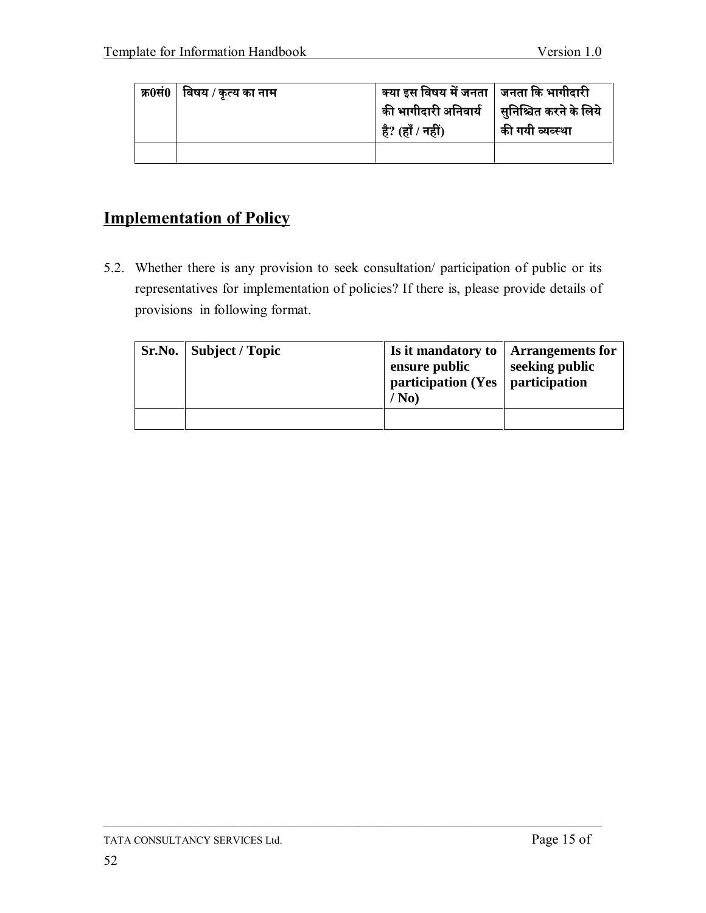| क्र0सं0 | विषय / कृत्य का नाम | क्या इस विषय में जनता की भागीदारी अनिवार्य है? (हाँ / नहीं) | जनता कि भागीदारी सुनिश्चित करने के लिये की गयी व्यव्स्था |
|---|---|---|---|
| | | | |

## Implementation of Policy

5.2. Whether there is any provision to seek consultation/ participation of public or its representatives for implementation of policies? If there is, please provide details of provisions in following format.

| Sr.No. | Subject / Topic | Is it mandatory to ensure public participation (Yes / No) | Arrangements for seeking public participation |
|---|---|---|---|
| | | | |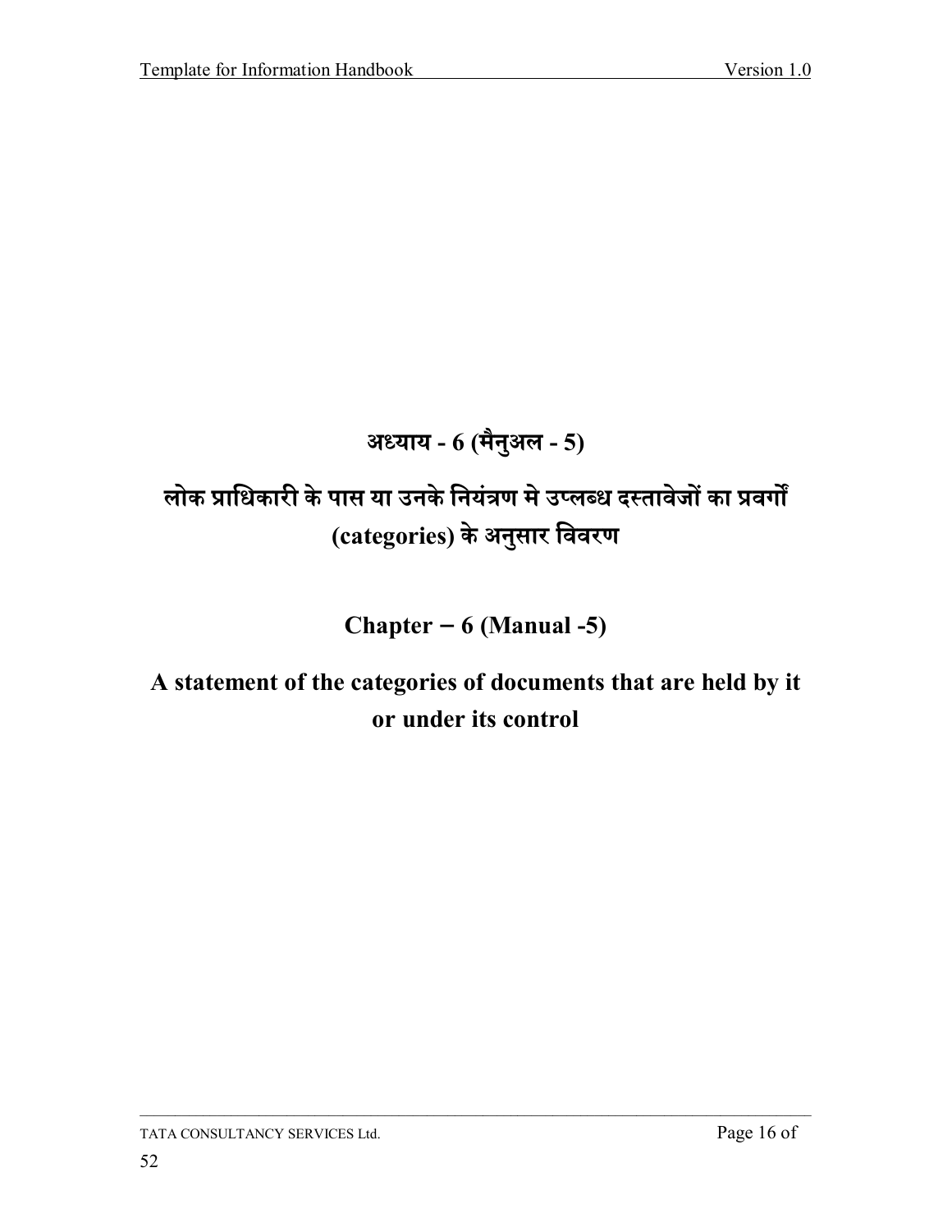# अध्याय - 6 (मैनुअल - 5)

# लोक प्राधिकारी के पास या उनके नियंत्रण मे उप्लब्ध दस्तावेजों का प्रवर्गों (categories) के अनुसार विवरण

# Chapter – 6 (Manual -5)

# A statement of the categories of documents that are held by it or under its control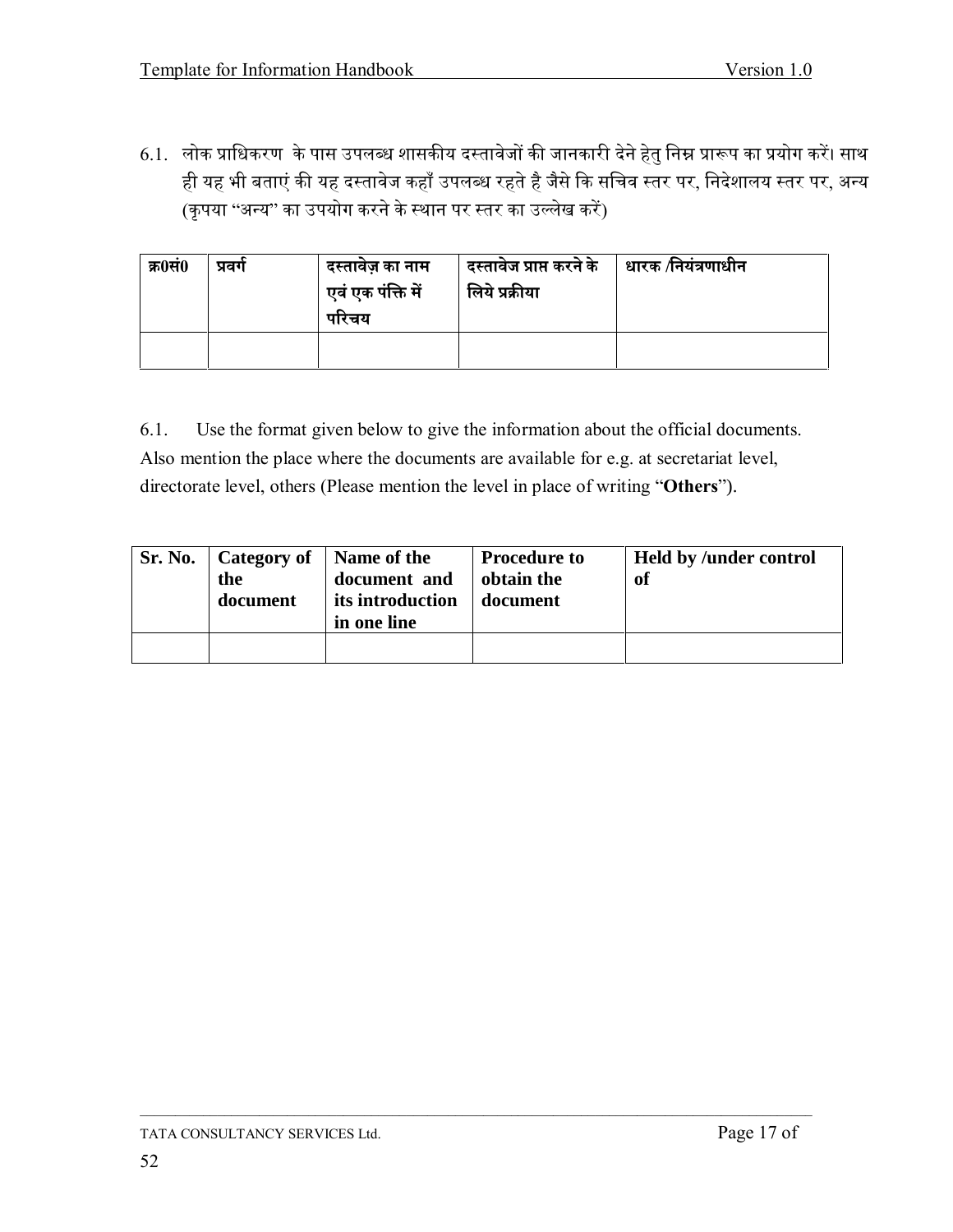6.1. लोक प्राधिकरण के पास उपलब्ध शासकीय दस्तावेजों की जानकारी देने हेतु निम्न प्रारूप का प्रयोग करें। साथ ही यह भी बताएं की यह दस्तावेज कहाँ उपलब्ध रहते है जैसे कि सचिव स्तर पर, निदेशालय स्तर पर, अन्य (कृपया "अन्य" का उपयोग करने के स्थान पर स्तर का उल्लेख करें)

| क्र0सं0 | प्रवर्ग | दस्तावेज़ का नाम एवं एक पंक्ति में परिचय | दस्तावेज प्राप्त करने के लिये प्रक्रीया | धारक /नियंत्रणाधीन |
|---|---|---|---|---|
| | | | | |

6.1. Use the format given below to give the information about the official documents. Also mention the place where the documents are available for e.g. at secretariat level, directorate level, others (Please mention the level in place of writing "**Others**").

| Sr. No. | Category of the document | Name of the document and its introduction in one line | Procedure to obtain the document | Held by /under control of |
|---|---|---|---|---|
| | | | | |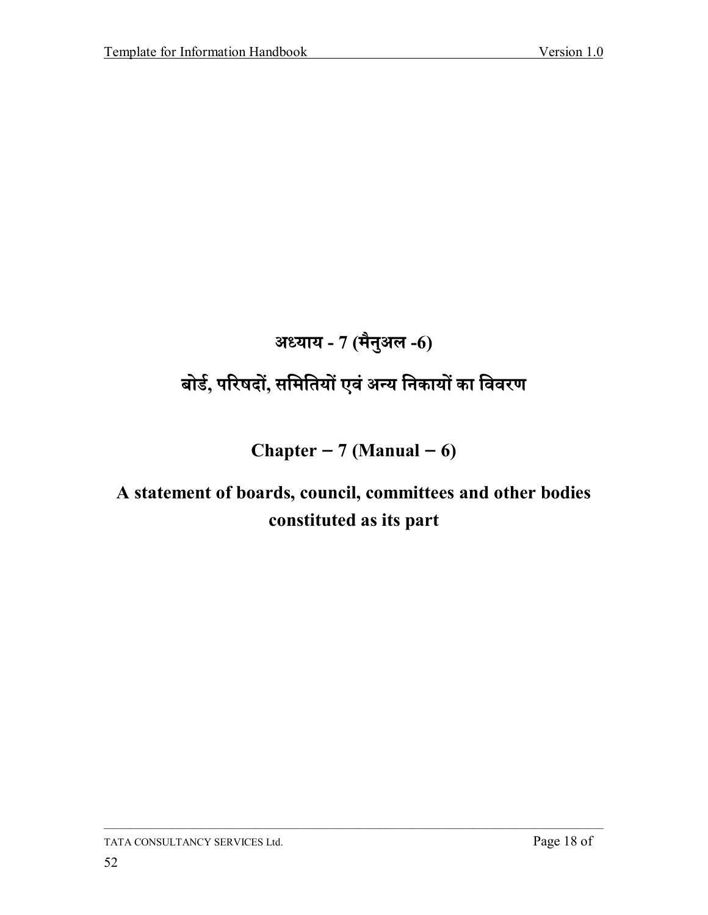# अध्याय - 7 (मैनुअल -6)

# बोर्ड, परिषदों, समितियों एवं अन्य निकायों का विवरण

# Chapter – 7 (Manual – 6)

# A statement of boards, council, committees and other bodies constituted as its part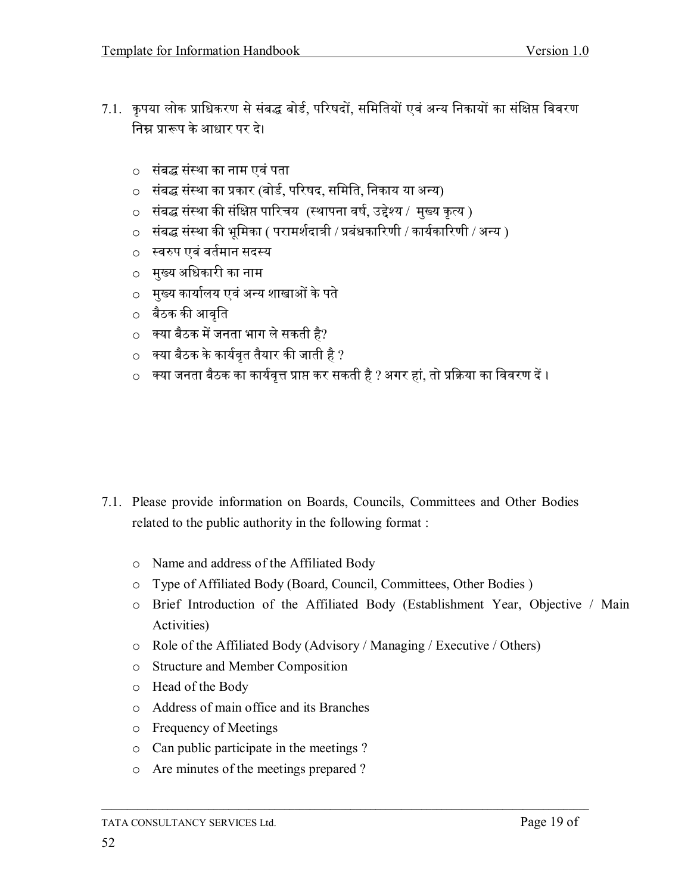7.1. कृपया लोक प्राधिकरण से संबद्ध बोर्ड, परिषदों, समितियों एवं अन्य निकायों का संक्षिप्त विवरण निम्न प्रारूप के आधार पर दे।

- संबद्ध संस्था का नाम एवं पता
- संबद्ध संस्था का प्रकार (बोर्ड, परिषद, समिति, निकाय या अन्य)
- संबद्ध संस्था की संक्षिप्त पारिचय (स्थापना वर्ष, उद्देश्य / मुख्य कृत्य )
- संबद्ध संस्था की भूमिका ( परामर्शदात्री / प्रबंधकारिणी / कार्यकारिणी / अन्य )
- स्वरुप एवं वर्तमान सदस्य
- मुख्य अधिकारी का नाम
- मुख्य कार्यालय एवं अन्य शाखाओं के पते
- बैठक की आवृति
- क्या बैठक में जनता भाग ले सकती है?
- क्या बैठक के कार्यवृत तैयार की जाती है ?
- क्या जनता बैठक का कार्यवृत्त प्राप्त कर सकती है ? अगर हां, तो प्रक्रिया का विवरण दें ।

7.1. Please provide information on Boards, Councils, Committees and Other Bodies related to the public authority in the following format :

- Name and address of the Affiliated Body
- Type of Affiliated Body (Board, Council, Committees, Other Bodies )
- Brief Introduction of the Affiliated Body (Establishment Year, Objective / Main Activities)
- Role of the Affiliated Body (Advisory / Managing / Executive / Others)
- Structure and Member Composition
- Head of the Body
- Address of main office and its Branches
- Frequency of Meetings
- Can public participate in the meetings ?
- Are minutes of the meetings prepared ?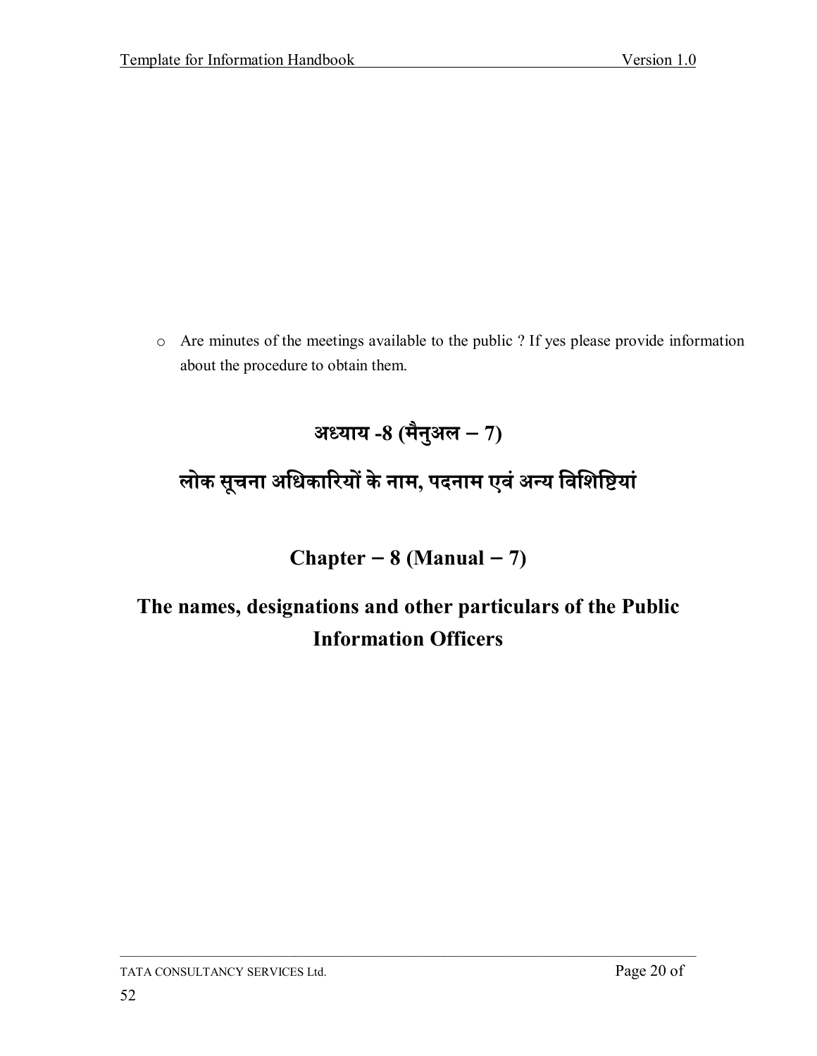- Are minutes of the meetings available to the public ? If yes please provide information about the procedure to obtain them.

# अध्याय -8 (मैनुअल – 7)

# लोक सूचना अधिकारियों के नाम, पदनाम एवं अन्य विशिष्टियां

# Chapter – 8 (Manual – 7)

# The names, designations and other particulars of the Public Information Officers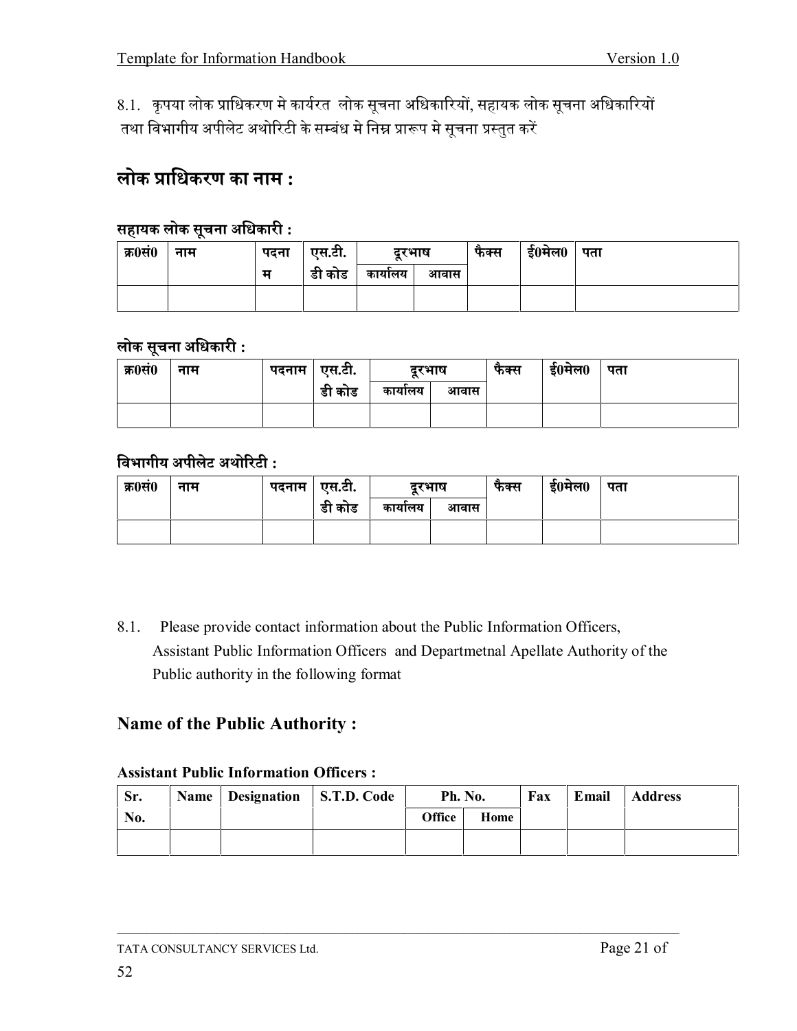8.1. कृपया लोक प्राधिकरण मे कार्यरत लोक सूचना अधिकारियों, सहायक लोक सूचना अधिकारियों तथा विभागीय अपीलेट अथोरिटी के सम्बंध मे निम्न प्रारूप मे सूचना प्रस्तुत करें

## लोक प्राधिकरण का नाम :

**सहायक लोक सूचना अधिकारी :**

| क्र0सं0 | नाम | पदनाम | एस.टी.डी कोड | दूरभाष | | फैक्स | ई0मेल0 | पता |
|---|---|---|---|---|---|---|---|---|
| | | | | कार्यालय | आवास | | | |
| | | | | | | | | |

**लोक सूचना अधिकारी :**

| क्र0सं0 | नाम | पदनाम | एस.टी.डी कोड | दूरभाष | | फैक्स | ई0मेल0 | पता |
|---|---|---|---|---|---|---|---|---|
| | | | | कार्यालय | आवास | | | |
| | | | | | | | | |

**विभागीय अपीलेट अथोरिटी :**

| क्र0सं0 | नाम | पदनाम | एस.टी.डी कोड | दूरभाष | | फैक्स | ई0मेल0 | पता |
|---|---|---|---|---|---|---|---|---|
| | | | | कार्यालय | आवास | | | |
| | | | | | | | | |

8.1. Please provide contact information about the Public Information Officers, Assistant Public Information Officers and Departmetnal Apellate Authority of the Public authority in the following format

## Name of the Public Authority :

**Assistant Public Information Officers :**

| Sr. No. | Name | Designation | S.T.D. Code | Ph. No. | | Fax | Email | Address |
|---|---|---|---|---|---|---|---|---|
| | | | | Office | Home | | | |
| | | | | | | | | |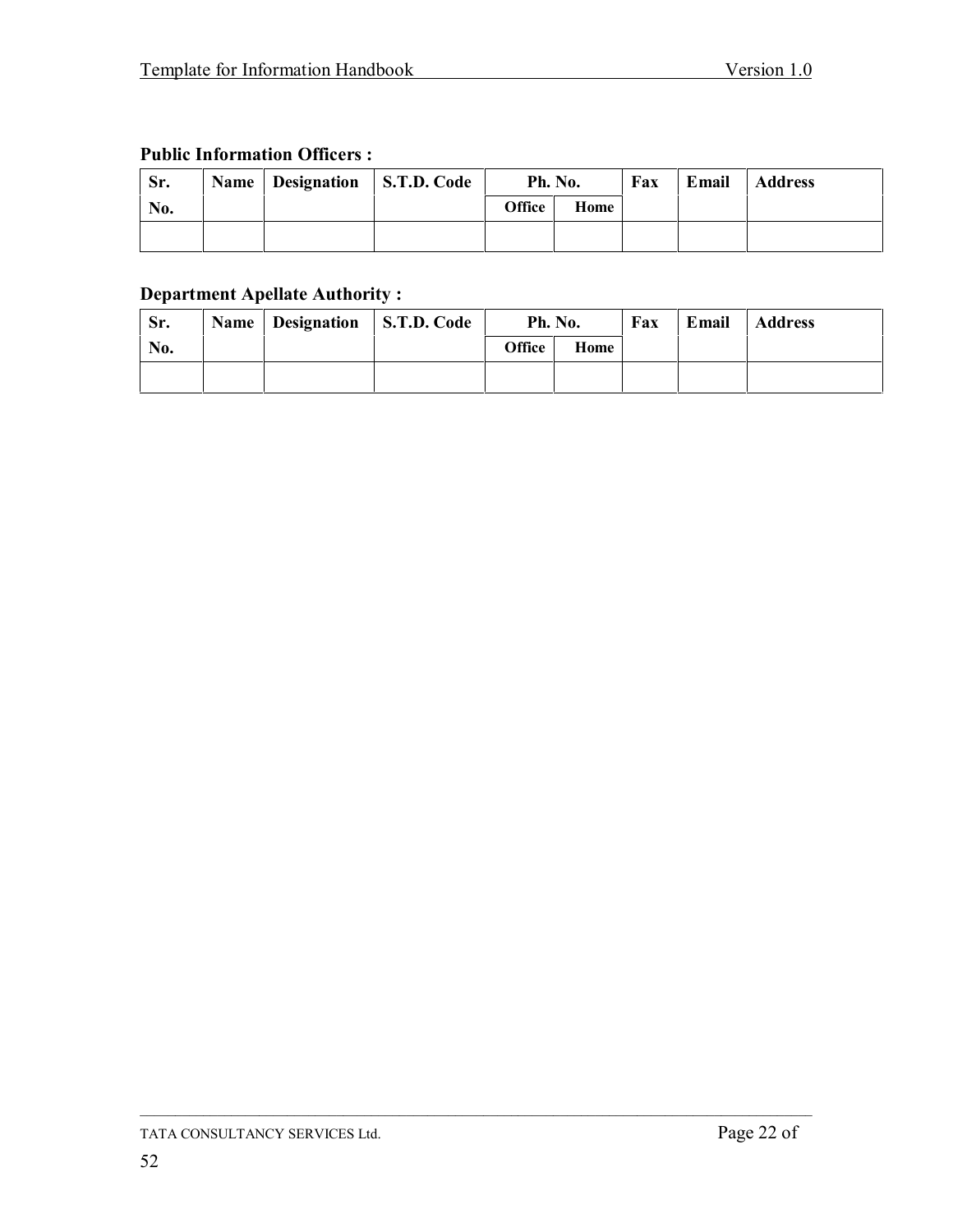**Public Information Officers :**

| Sr. No. | Name | Designation | S.T.D. Code | Ph. No. | | Fax | Email | Address |
|---|---|---|---|---|---|---|---|---|
| | | | | Office | Home | | | |
| | | | | | | | | |

**Department Apellate Authority :**

| Sr. No. | Name | Designation | S.T.D. Code | Ph. No. | | Fax | Email | Address |
|---|---|---|---|---|---|---|---|---|
| | | | | Office | Home | | | |
| | | | | | | | | |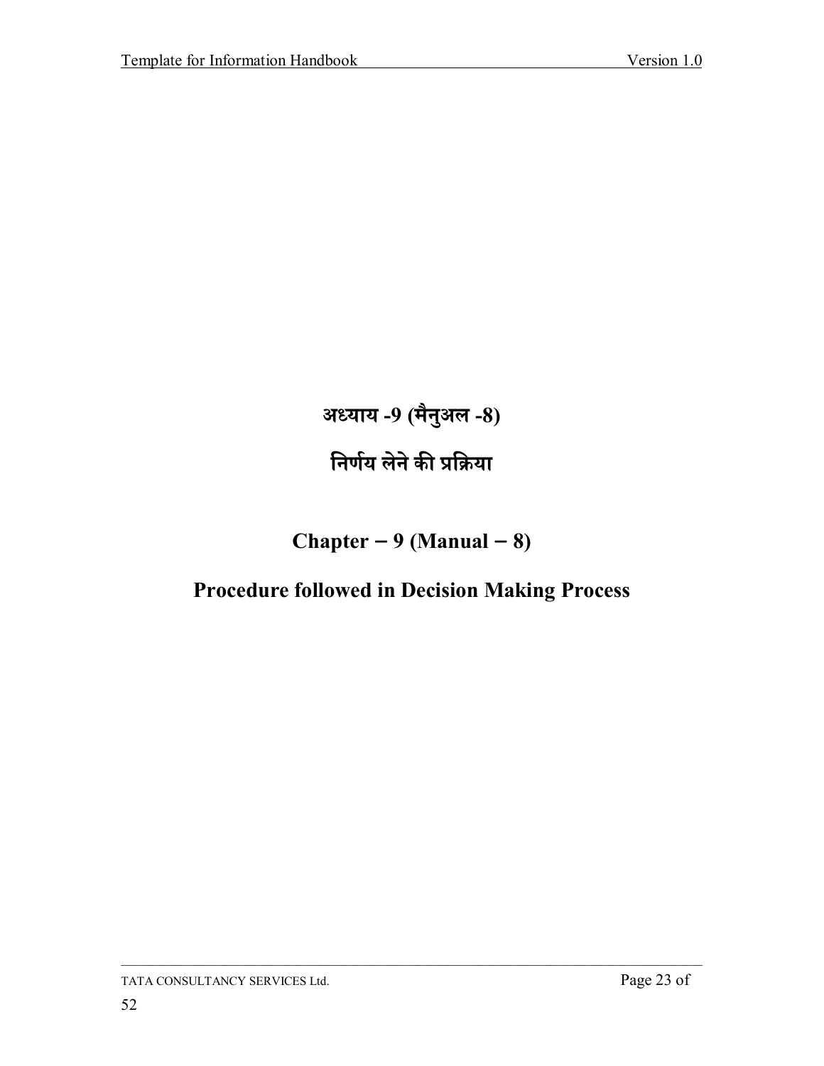# अध्याय -9 (मैनुअल -8)

# निर्णय लेने की प्रक्रिया

# Chapter – 9 (Manual – 8)

# Procedure followed in Decision Making Process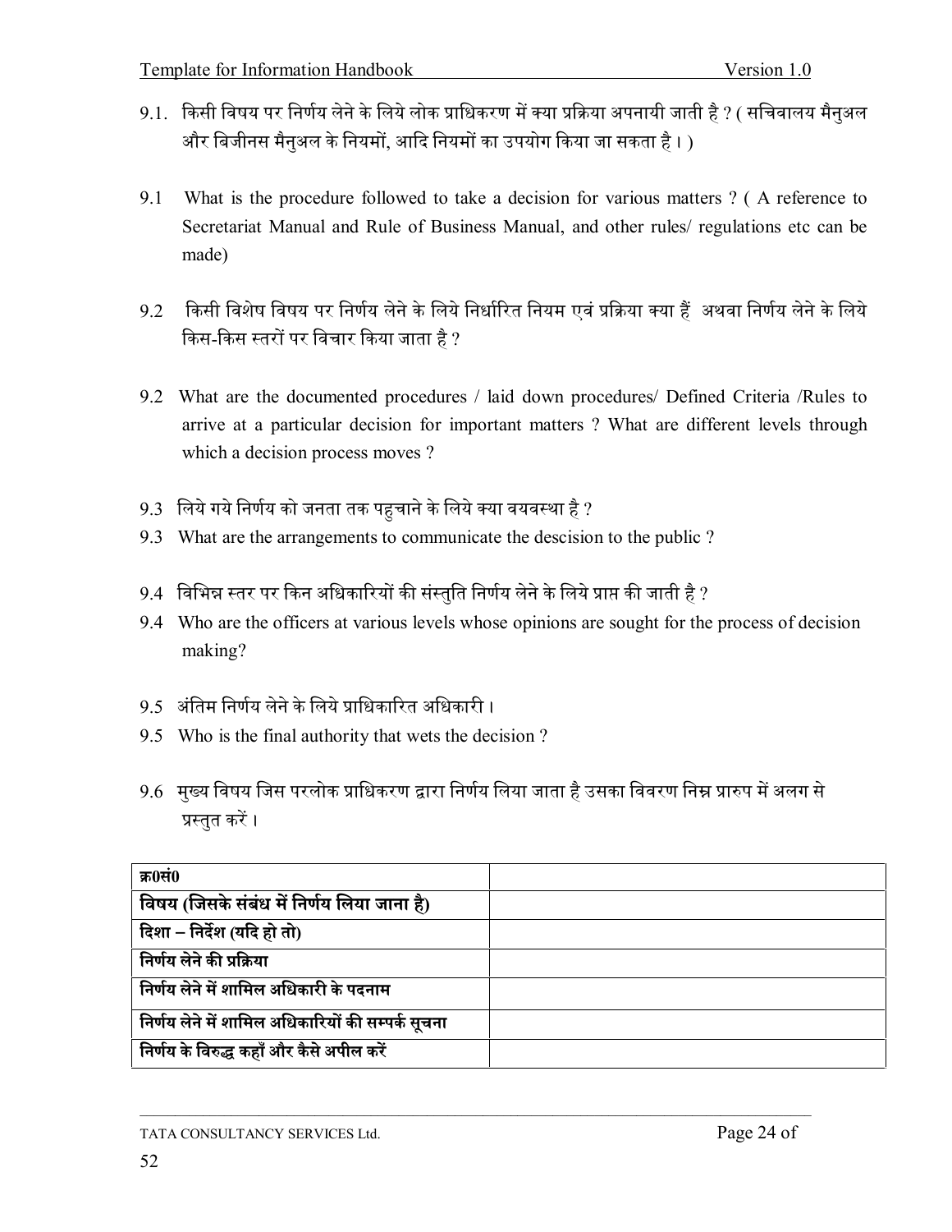9.1. किसी विषय पर निर्णय लेने के लिये लोक प्राधिकरण में क्या प्रक्रिया अपनायी जाती है ? ( सचिवालय मैनुअल और बिजीनस मैनुअल के नियमों, आदि नियमों का उपयोग किया जा सकता है । )

9.1 What is the procedure followed to take a decision for various matters ? ( A reference to Secretariat Manual and Rule of Business Manual, and other rules/ regulations etc can be made)

9.2 किसी विशेष विषय पर निर्णय लेने के लिये निर्धारित नियम एवं प्रक्रिया क्या हैं अथवा निर्णय लेने के लिये किस-किस स्तरों पर विचार किया जाता है ?

9.2 What are the documented procedures / laid down procedures/ Defined Criteria /Rules to arrive at a particular decision for important matters ? What are different levels through which a decision process moves ?

9.3 लिये गये निर्णय को जनता तक पहुचाने के लिये क्या वयवस्था है ?

9.3 What are the arrangements to communicate the descision to the public ?

9.4 विभिन्न स्तर पर किन अधिकारियों की संस्तुति निर्णय लेने के लिये प्राप्त की जाती है ?

9.4 Who are the officers at various levels whose opinions are sought for the process of decision making?

9.5 अंतिम निर्णय लेने के लिये प्राधिकारित अधिकारी ।

9.5 Who is the final authority that wets the decision ?

9.6 मुख्य विषय जिस परलोक प्राधिकरण द्वारा निर्णय लिया जाता है उसका विवरण निम्न प्रारुप में अलग से प्रस्तुत करें ।

| **क्र0सं0** | |
|---|---|
| **विषय (जिसके संबंध में निर्णय लिया जाना है)** | |
| **दिशा – निर्देश (यदि हो तो)** | |
| **निर्णय लेने की प्रक्रिया** | |
| **निर्णय लेने में शामिल अधिकारी के पदनाम** | |
| **निर्णय लेने में शामिल अधिकारियों की सम्पर्क सूचना** | |
| **निर्णय के विरुद्ध कहाँ और कैसे अपील करें** | |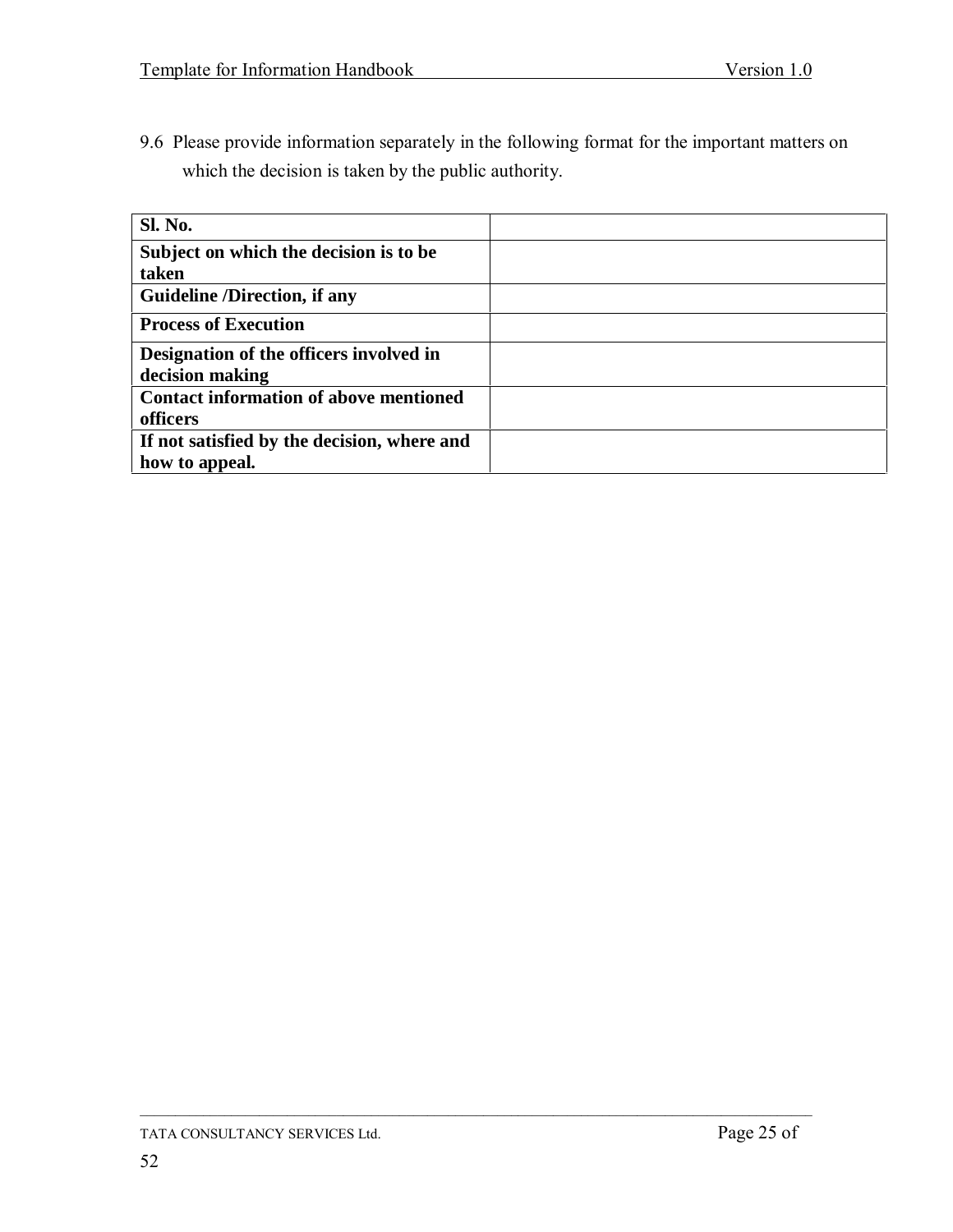9.6 Please provide information separately in the following format for the important matters on which the decision is taken by the public authority.

| **Sl. No.** | |
|---|---|
| **Subject on which the decision is to be taken** | |
| **Guideline /Direction, if any** | |
| **Process of Execution** | |
| **Designation of the officers involved in decision making** | |
| **Contact information of above mentioned officers** | |
| **If not satisfied by the decision, where and how to appeal.** | |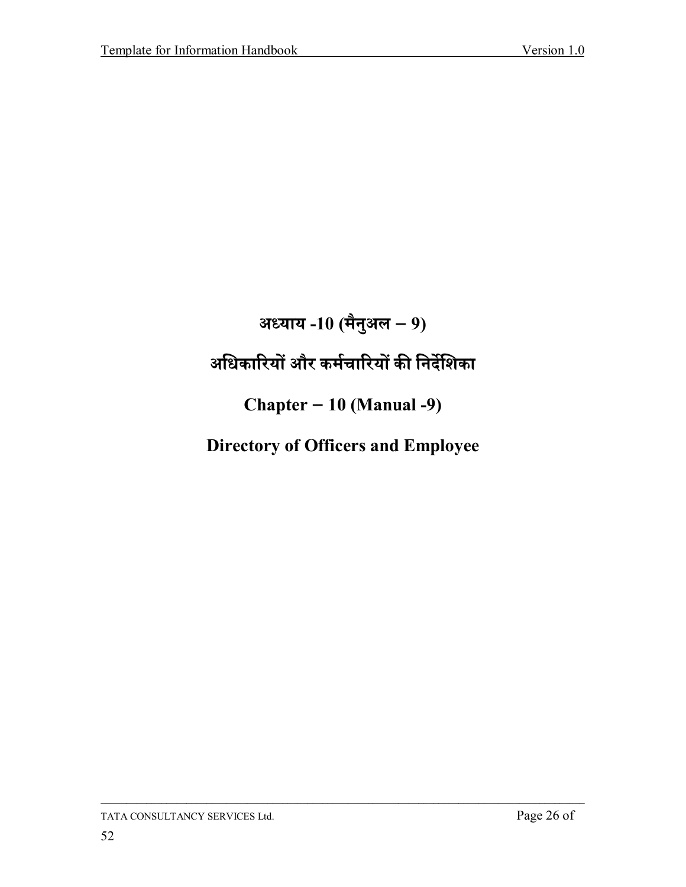# अध्याय -10 (मैनुअल – 9)

# अधिकारियों और कर्मचारियों की निर्देशिका

# Chapter – 10 (Manual -9)

# Directory of Officers and Employee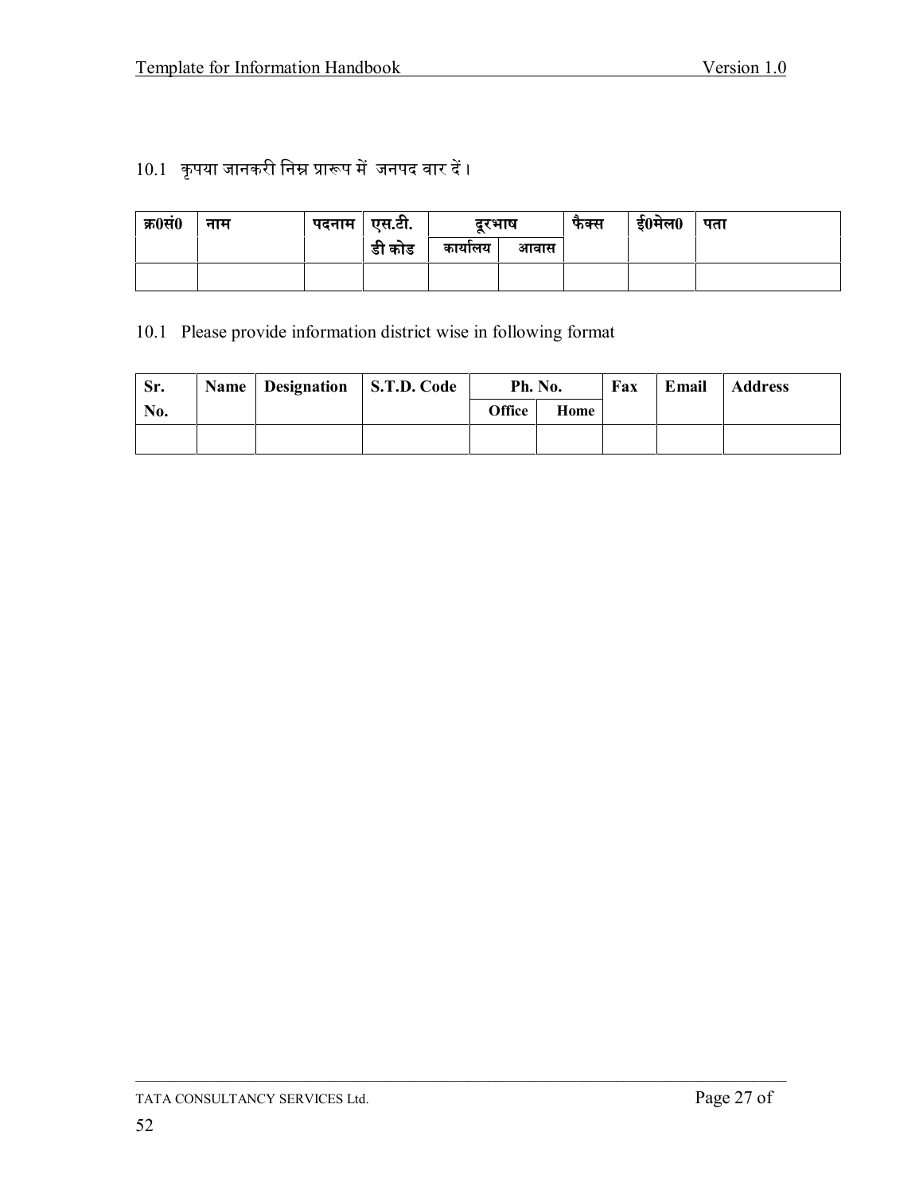10.1 कृपया जानकरी निम्न प्रारूप में जनपद वार दें।

| क्र0सं0 | नाम | पदनाम | एस.टी. डी कोड | दूरभाष | | फैक्स | ई0मेल0 | पता |
|---|---|---|---|---|---|---|---|---|
| | | | | कार्यालय | आवास | | | |
| | | | | | | | | |

10.1 Please provide information district wise in following format

| Sr. No. | Name | Designation | S.T.D. Code | Ph. No. | | Fax | Email | Address |
|---|---|---|---|---|---|---|---|---|
| | | | | Office | Home | | | |
| | | | | | | | | |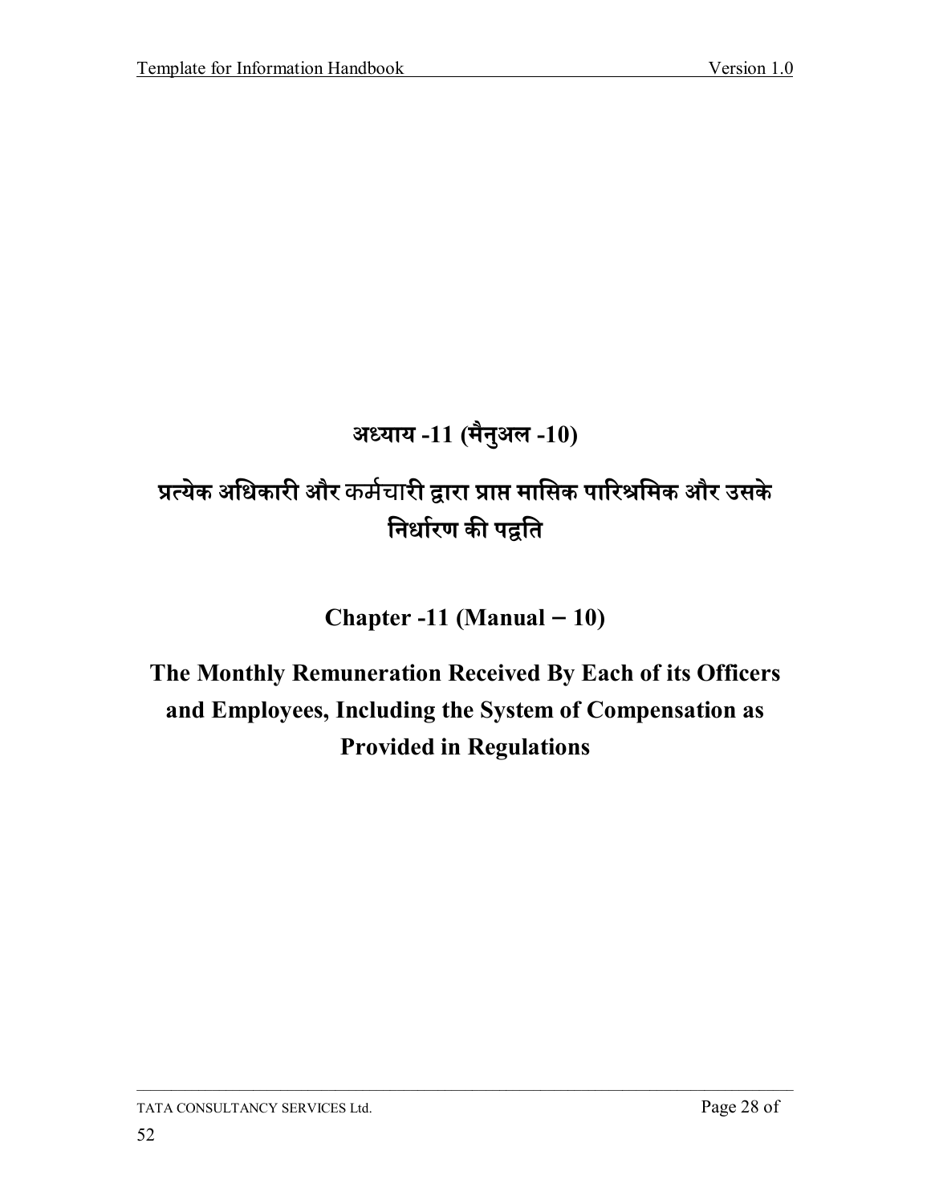# अध्याय -11 (मैनुअल -10)

# प्रत्येक अधिकारी और कर्मचारी द्वारा प्राप्त मासिक पारिश्रमिक और उसके निर्धारण की पद्धति

# Chapter -11 (Manual – 10)

# The Monthly Remuneration Received By Each of its Officers and Employees, Including the System of Compensation as Provided in Regulations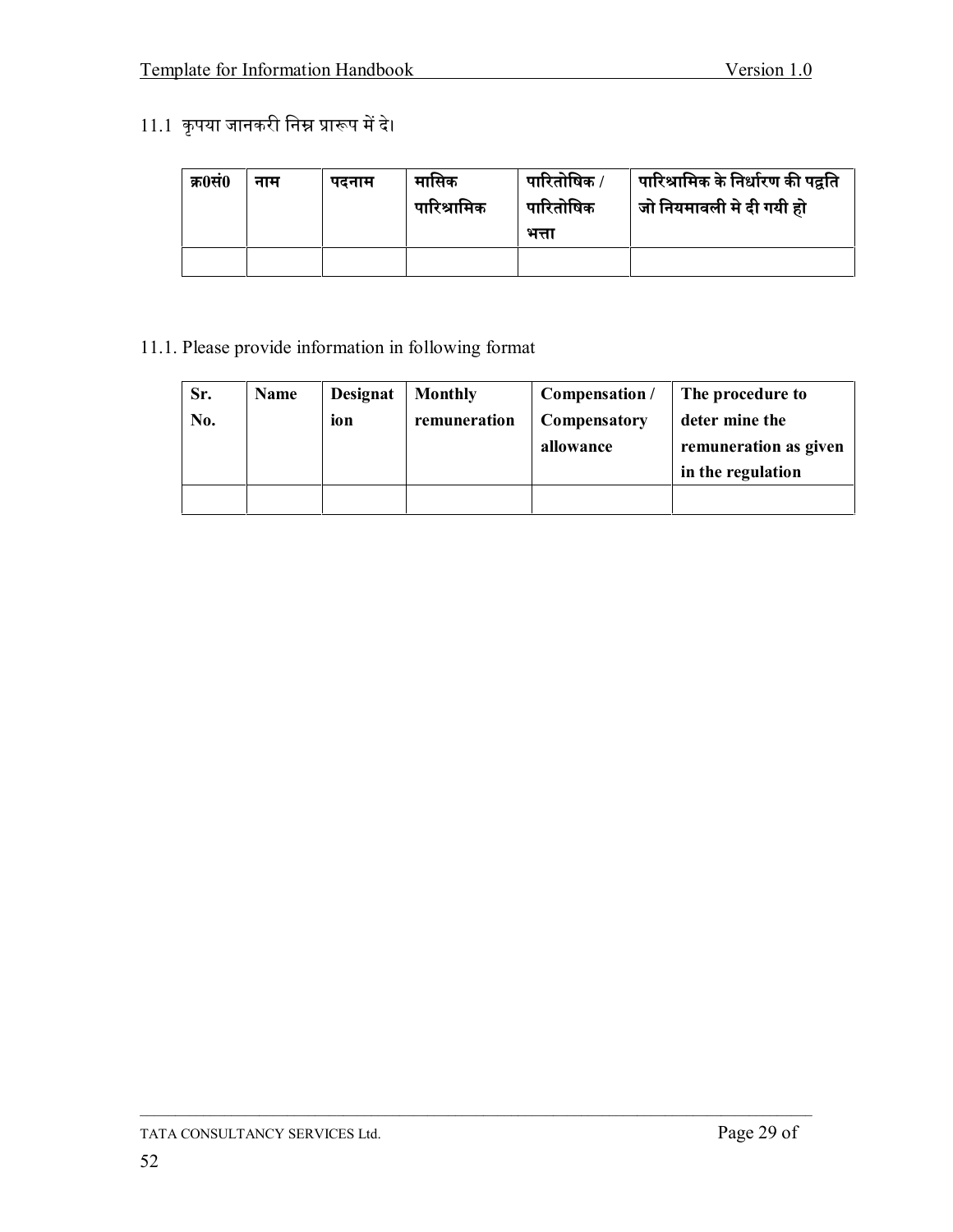11.1 कृपया जानकरी निम्न प्रारूप में दे।

| क्र0सं0 | नाम | पदनाम | मासिक पारिश्रामिक | पारितोषिक / पारितोषिक भत्ता | पारिश्रामिक के निर्धारण की पद्वति जो नियमावली मे दी गयी हो |
|---|---|---|---|---|---|
| | | | | | |

11.1. Please provide information in following format

| Sr. No. | Name | Designation | Monthly remuneration | Compensation / Compensatory allowance | The procedure to deter mine the remuneration as given in the regulation |
|---|---|---|---|---|---|
| | | | | | |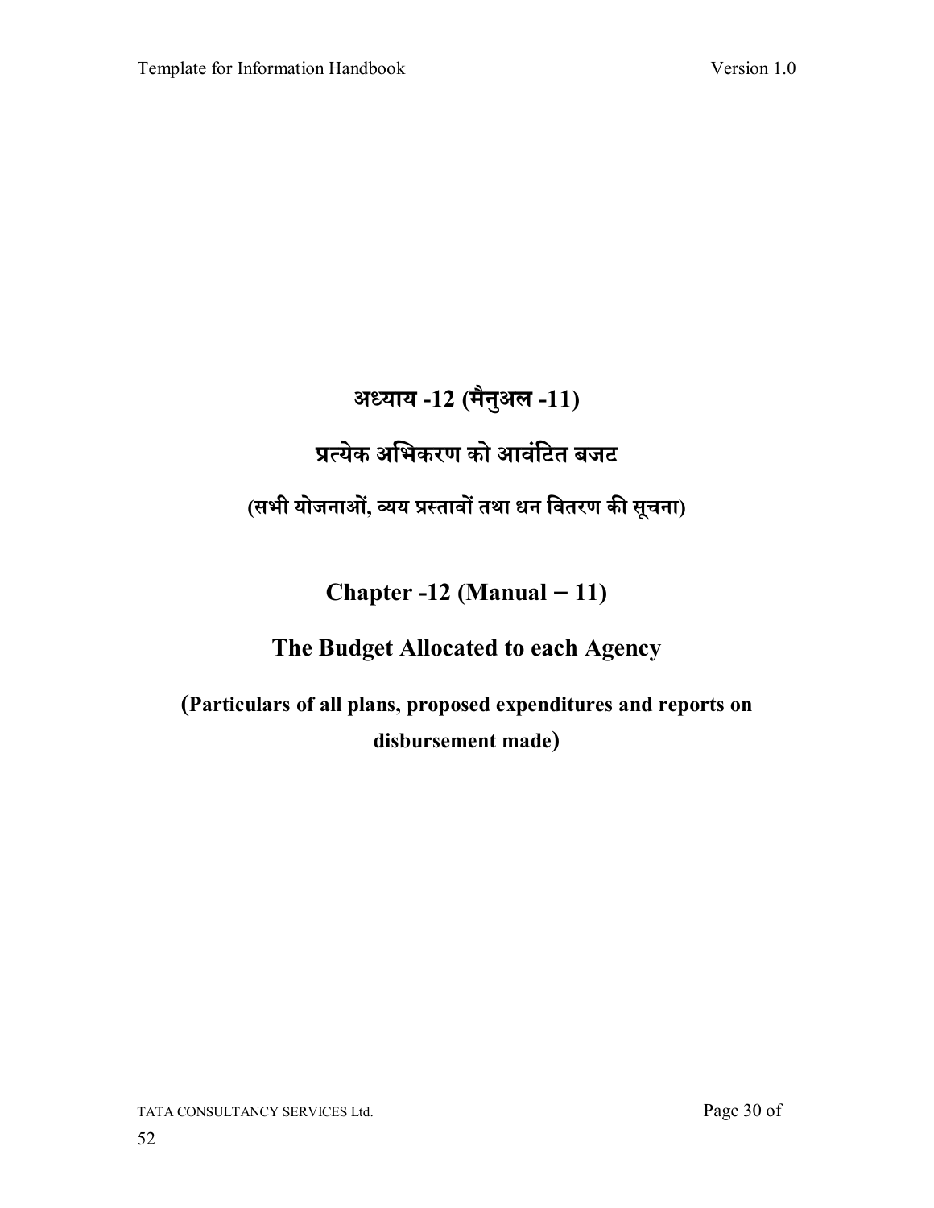# अध्याय -12 (मैनुअल -11)

## प्रत्येक अभिकरण को आवंटित बजट

**(सभी योजनाओं, व्यय प्रस्तावों तथा धन वितरण की सूचना)**

# Chapter -12 (Manual – 11)

## The Budget Allocated to each Agency

**(Particulars of all plans, proposed expenditures and reports on disbursement made)**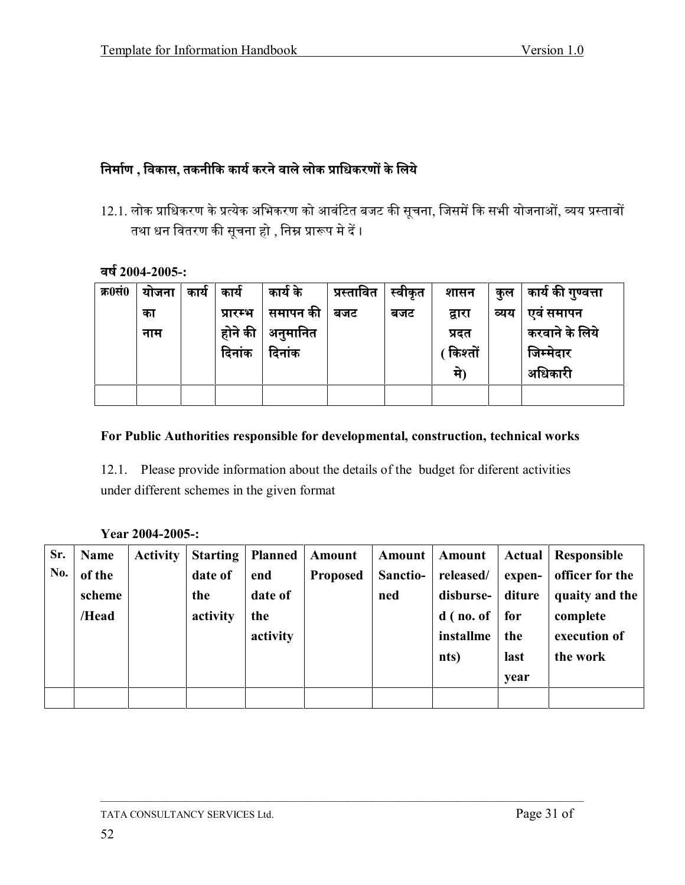### निर्माण , विकास, तकनीकि कार्य करने वाले लोक प्राधिकरणों के लिये

12.1. लोक प्राधिकरण के प्रत्येक अभिकरण को आवंटित बजट की सूचना, जिसमें कि सभी योजनाओं, व्यय प्रस्तावों तथा धन वितरण की सूचना हो , निम्न प्रारूप मे दें।

**वर्ष 2004-2005-:**

| क्र0सं0 | योजना का नाम | कार्य | कार्य प्रारम्भ होने की दिनांक | कार्य के समापन की अनुमानित दिनांक | प्रस्तावित बजट | स्वीकृत बजट | शासन द्वारा प्रदत (किश्तों मे) | कुल व्यय | कार्य की गुण्वत्ता एवं समापन करवाने के लिये जिम्मेदार अधिकारी |
|---|---|---|---|---|---|---|---|---|---|
| | | | | | | | | | |

**For Public Authorities responsible for developmental, construction, technical works**

12.1. Please provide information about the details of the budget for diferent activities under different schemes in the given format

**Year 2004-2005-:**

| Sr. No. | Name of the scheme /Head | Activity | Starting date of the activity | Planned end date of the activity | Amount Proposed | Amount Sanctio-ned | Amount released/ disburse-d ( no. of installme nts) | Actual expen-diture for the last year | Responsible officer for the quaity and the complete execution of the work |
|---|---|---|---|---|---|---|---|---|---|
| | | | | | | | | | |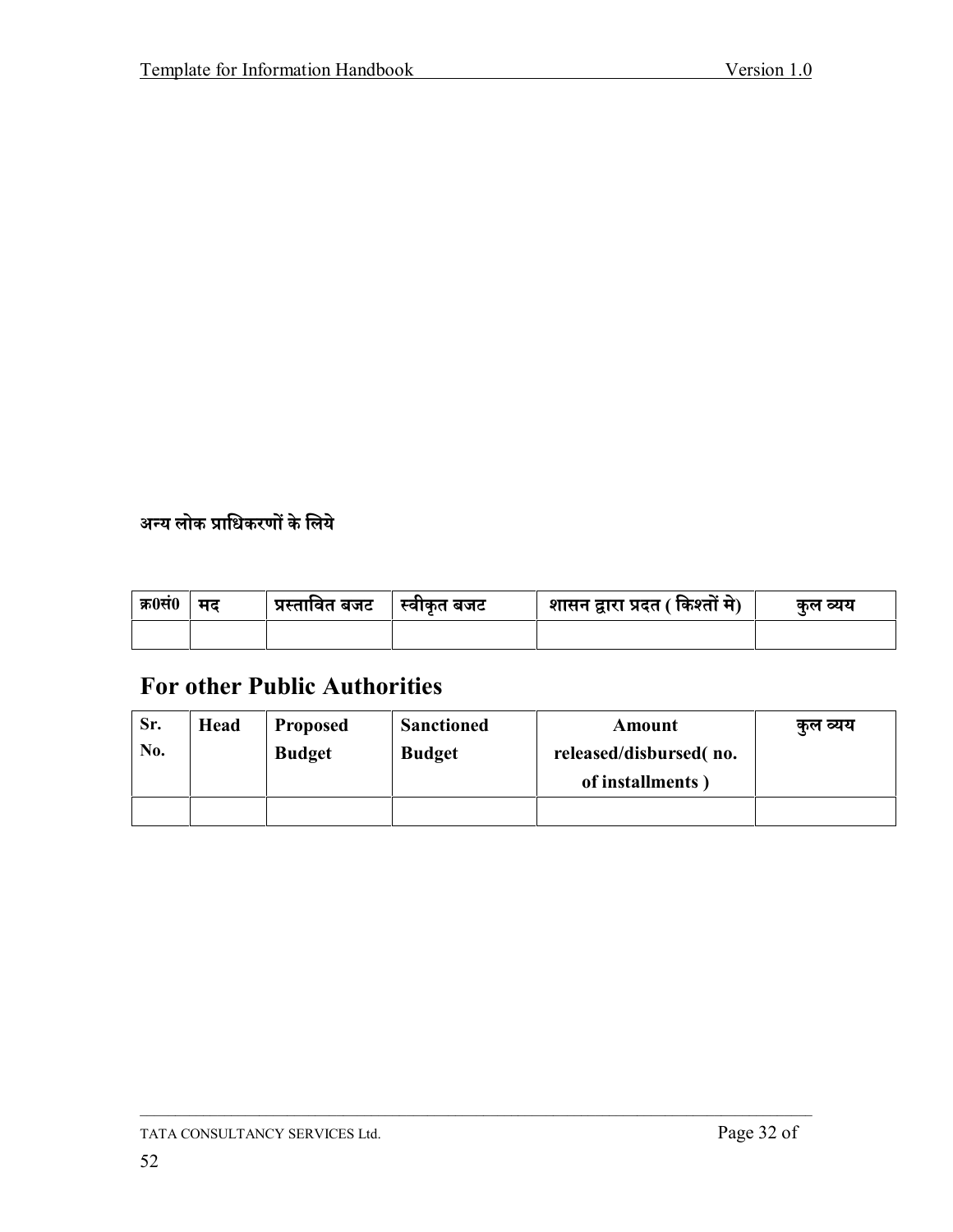**अन्य लोक प्राधिकरणों के लिये**

| क्र0सं0 | मद | प्रस्तावित बजट | स्वीकृत बजट | शासन द्वारा प्रदत ( किश्तों मे) | कुल व्यय |
|---|---|---|---|---|---|
| | | | | | |

## For other Public Authorities

| Sr. No. | Head | Proposed Budget | Sanctioned Budget | Amount released/disbursed( no. of installments ) | कुल व्यय |
|---|---|---|---|---|---|
| | | | | | |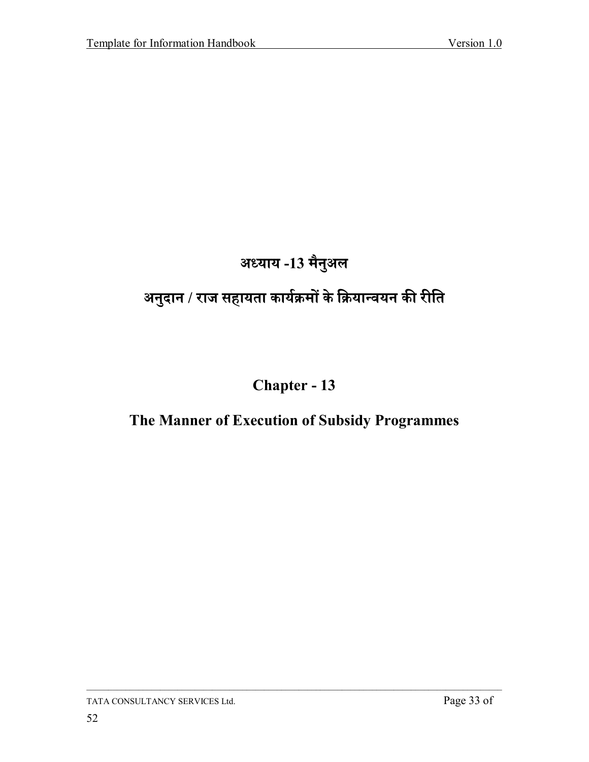# अध्याय -13 मैनुअल

## अनुदान / राज सहायता कार्यक्रमों के क्रियान्वयन की रीति

# Chapter - 13

## The Manner of Execution of Subsidy Programmes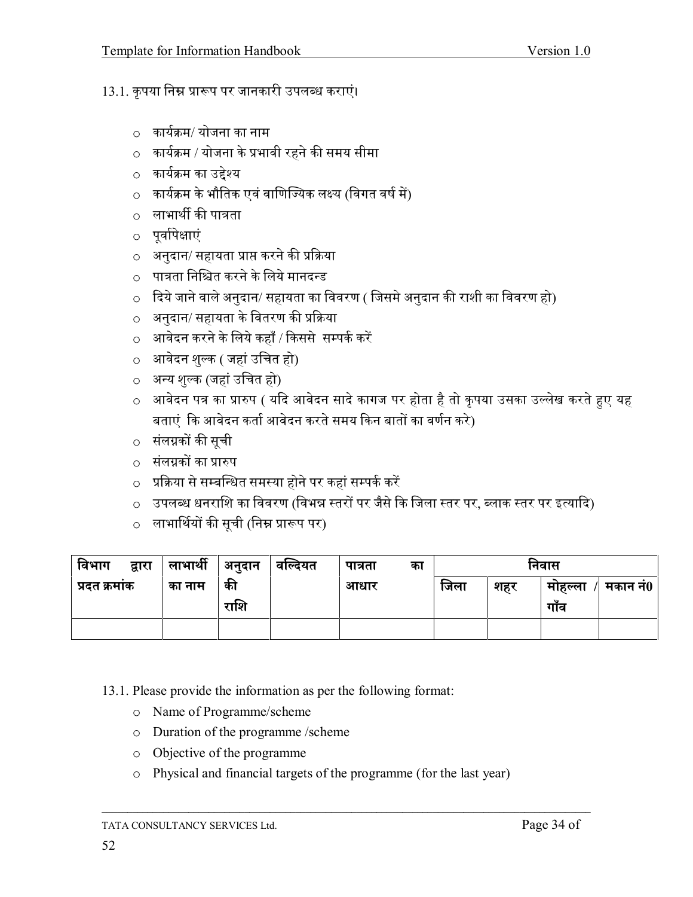13.1. कृपया निम्न प्रारूप पर जानकारी उपलब्ध कराएं।

- कार्यक्रम/ योजना का नाम
- कार्यक्रम / योजना के प्रभावी रहने की समय सीमा
- कार्यक्रम का उद्देश्य
- कार्यक्रम के भौतिक एवं वाणिज्यिक लक्ष्य (विगत वर्ष में)
- लाभार्थी की पात्रता
- पूर्वापेक्षाएं
- अनुदान/ सहायता प्राप्त करने की प्रक्रिया
- पात्रता निश्चित करने के लिये मानदन्ड
- दिये जाने वाले अनुदान/ सहायता का विवरण ( जिसमे अनुदान की राशी का विवरण हो)
- अनुदान/ सहायता के वितरण की प्रक्रिया
- आवेदन करने के लिये कहाँ / किससे सम्पर्क करें
- आवेदन शुल्क ( जहां उचित हो)
- अन्य शुल्क (जहां उचित हो)
- आवेदन पत्र का प्रारुप ( यदि आवेदन सादे कागज पर होता है तो कृपया उसका उल्लेख करते हुए यह बताएं कि आवेदन कर्ता आवेदन करते समय किन बातों का वर्णन करे)
- संलग्नकों की सूची
- संलग्नकों का प्रारुप
- प्रक्रिया से सम्बन्धित समस्या होने पर कहां सम्पर्क करें
- उपलब्ध धनराशि का विवरण (विभिन्न स्तरों पर जैसे कि जिला स्तर पर, ब्लाक स्तर पर इत्यादि)
- लाभार्थियों की सूची (निम्न प्रारूप पर)

| विभाग द्वारा प्रदत क्रमांक | लाभार्थी का नाम | अनुदान की राशि | वल्दियत | पात्रता का आधार | निवास | | | |
|---|---|---|---|---|---|---|---|---|
| | | | | | जिला | शहर | मोहल्ला / गाँव | मकान नं0 |
| | | | | | | | | |

13.1. Please provide the information as per the following format:

- Name of Programme/scheme
- Duration of the programme /scheme
- Objective of the programme
- Physical and financial targets of the programme (for the last year)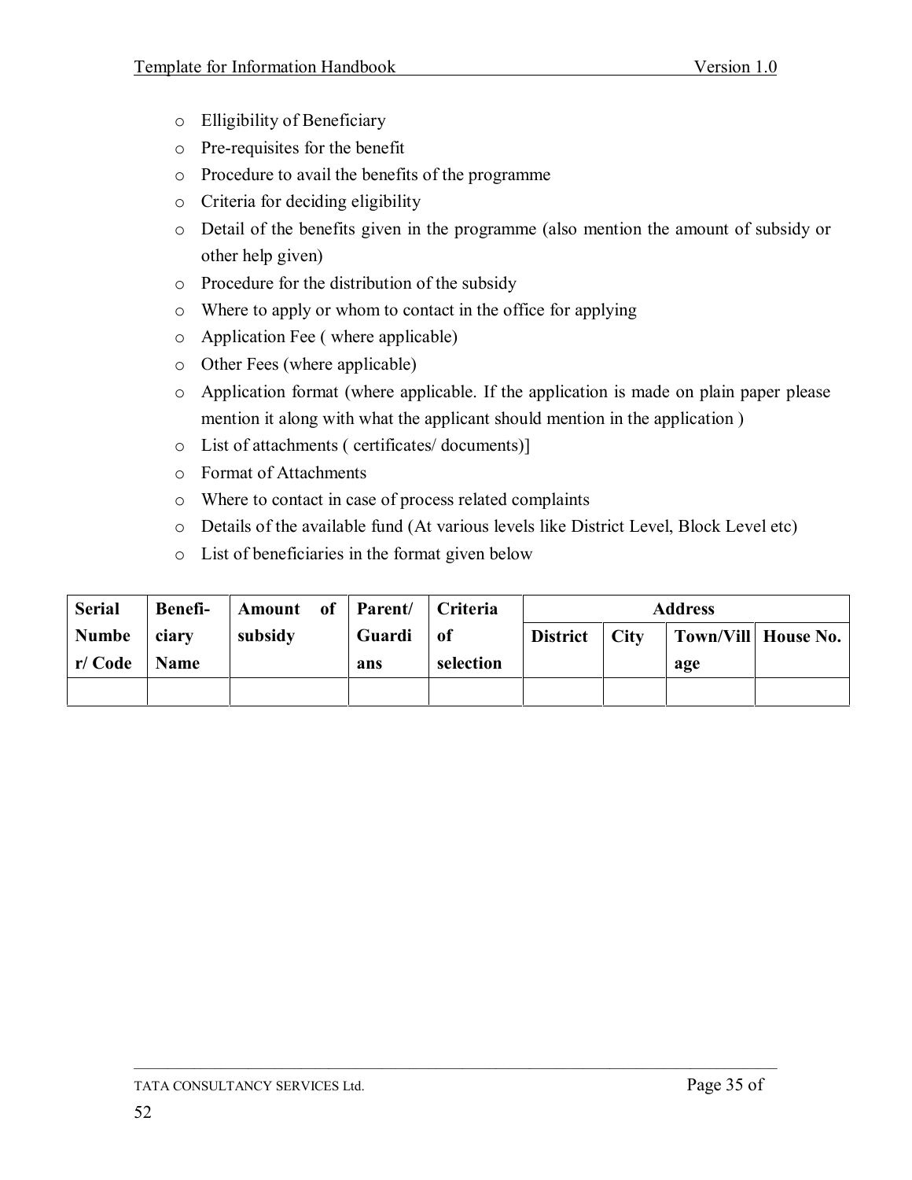- Elligibility of Beneficiary
- Pre-requisites for the benefit
- Procedure to avail the benefits of the programme
- Criteria for deciding eligibility
- Detail of the benefits given in the programme (also mention the amount of subsidy or other help given)
- Procedure for the distribution of the subsidy
- Where to apply or whom to contact in the office for applying
- Application Fee ( where applicable)
- Other Fees (where applicable)
- Application format (where applicable. If the application is made on plain paper please mention it along with what the applicant should mention in the application )
- List of attachments ( certificates/ documents)]
- Format of Attachments
- Where to contact in case of process related complaints
- Details of the available fund (At various levels like District Level, Block Level etc)
- List of beneficiaries in the format given below

| **Serial Number/ Code** | **Benefi-ciary Name** | **Amount of subsidy** | **Parent/ Guardians** | **Criteria of selection** | **Address** | | | |
|---|---|---|---|---|---|---|---|---|
| | | | | | **District** | **City** | **Town/Village** | **House No.** |
| | | | | | | | | |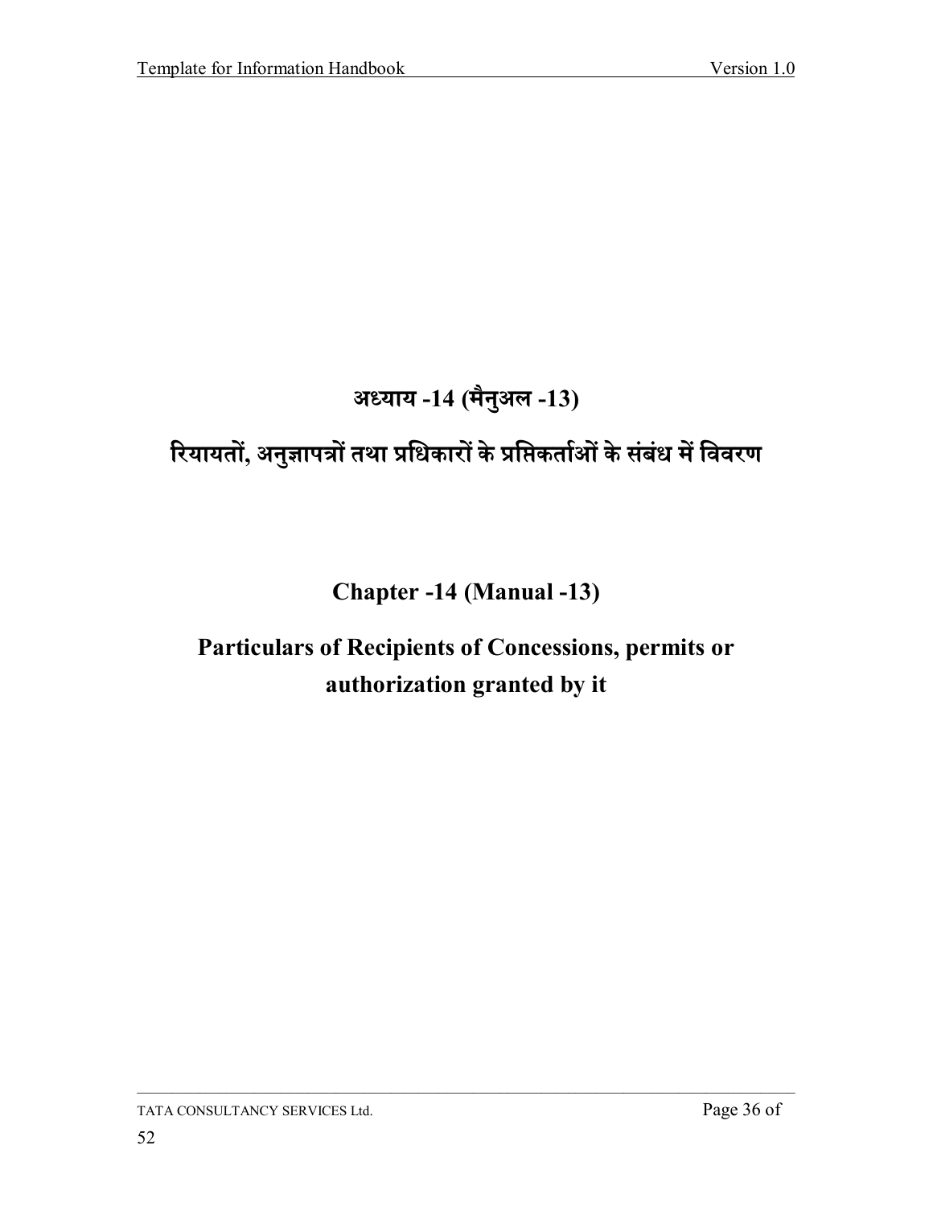# अध्याय -14 (मैनुअल -13)

# रियायतों, अनुज्ञापत्रों तथा प्रधिकारों के प्राप्तिकर्ताओं के संबंध में विवरण

# Chapter -14 (Manual -13)

# Particulars of Recipients of Concessions, permits or authorization granted by it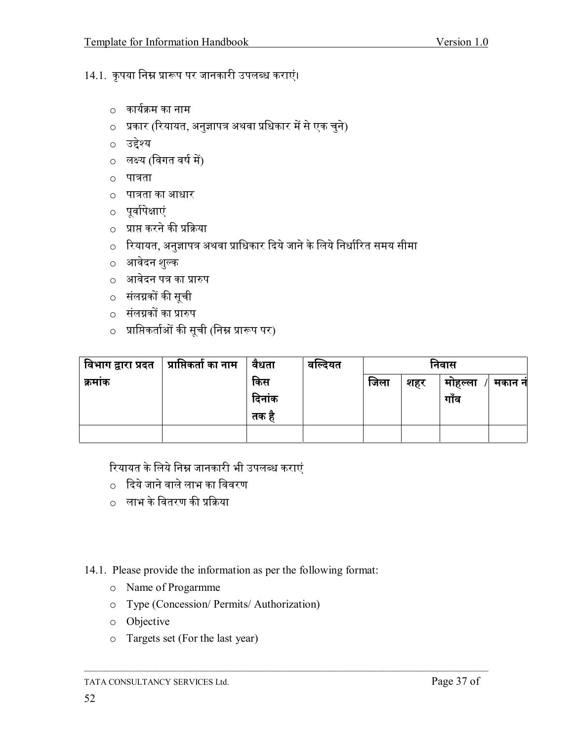14.1. कृपया निम्न प्रारूप पर जानकारी उपलब्ध कराएं।

- कार्यक्रम का नाम
- प्रकार (रियायत, अनुज्ञापत्र अथवा प्रधिकार में से एक चुने)
- उद्देश्य
- लक्ष्य (विगत वर्ष में)
- पात्रता
- पात्रता का आधार
- पूर्वापेक्षाएं
- प्राप्त करने की प्रक्रिया
- रियायत, अनुज्ञापत्र अथवा प्राधिकार दिये जाने के लिये निर्धारित समय सीमा
- आवेदन शुल्क
- आवेदन पत्र का प्रारुप
- संलग्नकों की सूची
- संलग्नकों का प्रारुप
- प्राप्तिकर्ताओं की सूची (निम्न प्रारूप पर)

| विभाग द्वारा प्रदत क्रमांक | प्राप्तिकर्ता का नाम | वैधता किस दिनांक तक है | वल्दियत | निवास | | | |
|---|---|---|---|---|---|---|---|
| | | | | जिला | शहर | मोहल्ला / गाँव | मकान नं |
| | | | | | | | |

रियायत के लिये निम्न जानकारी भी उपलब्ध कराएं

- दिये जाने वाले लाभ का विवरण
- लाभ के वितरण की प्रक्रिया

14.1. Please provide the information as per the following format:

- Name of Progarmme
- Type (Concession/ Permits/ Authorization)
- Objective
- Targets set (For the last year)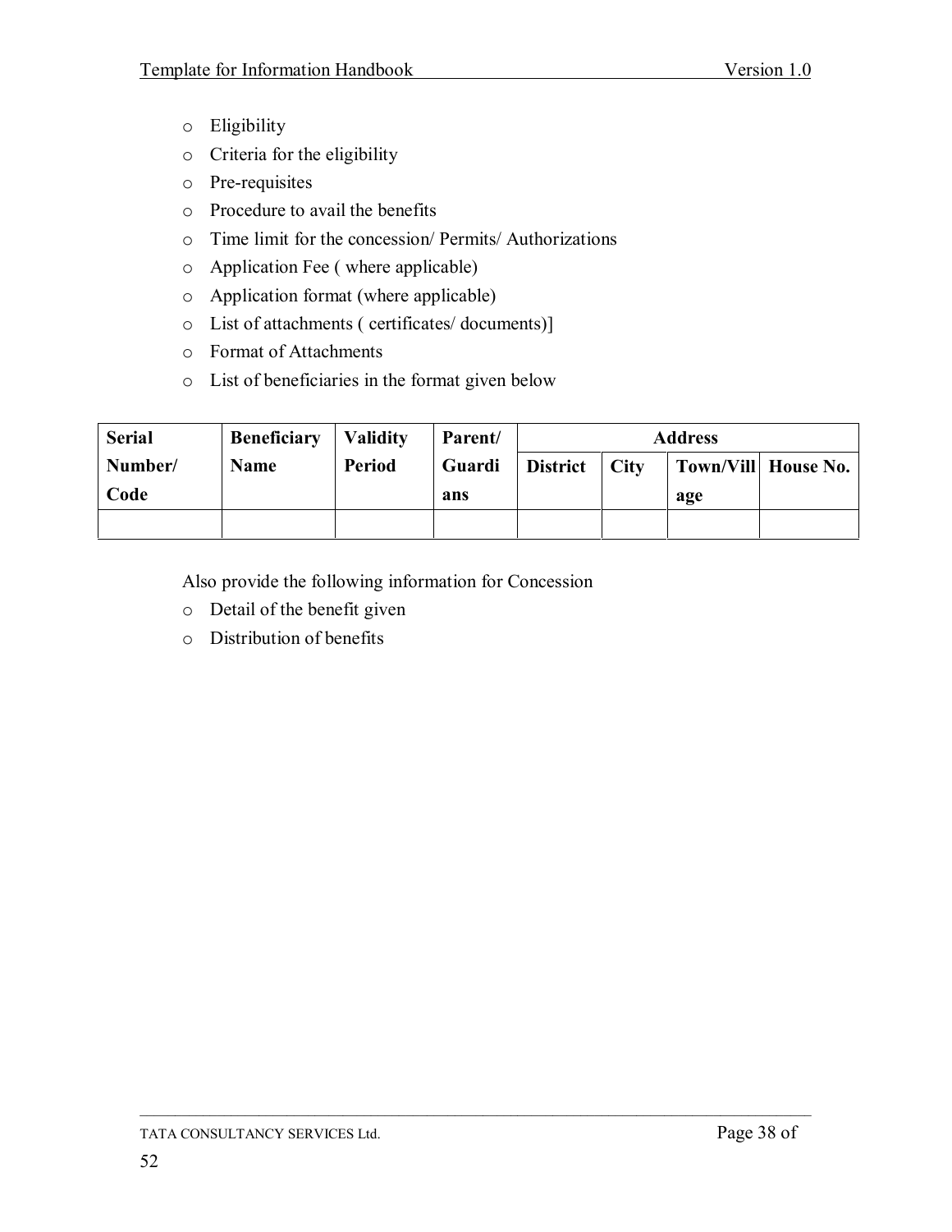- Eligibility
- Criteria for the eligibility
- Pre-requisites
- Procedure to avail the benefits
- Time limit for the concession/ Permits/ Authorizations
- Application Fee ( where applicable)
- Application format (where applicable)
- List of attachments ( certificates/ documents)]
- Format of Attachments
- List of beneficiaries in the format given below

| **Serial Number/ Code** | **Beneficiary Name** | **Validity Period** | **Parent/ Guardians** | **Address** | | | |
|---|---|---|---|---|---|---|---|
| | | | | **District** | **City** | **Town/Village** | **House No.** |
| | | | | | | | |

Also provide the following information for Concession

- Detail of the benefit given
- Distribution of benefits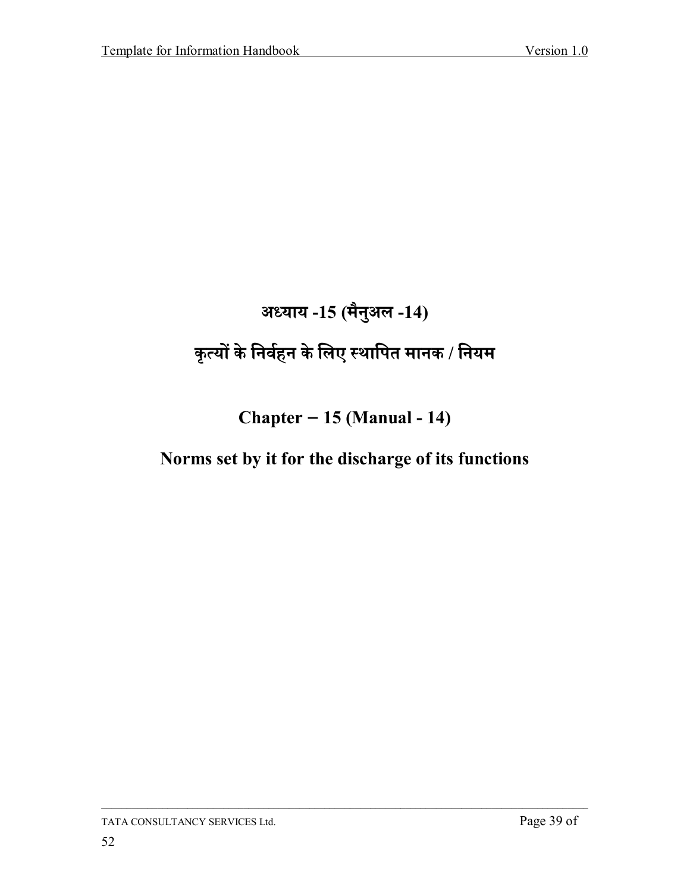# अध्याय -15 (मैनुअल -14)

# कृत्यों के निर्वहन के लिए स्थापित मानक / नियम

# Chapter – 15 (Manual - 14)

# Norms set by it for the discharge of its functions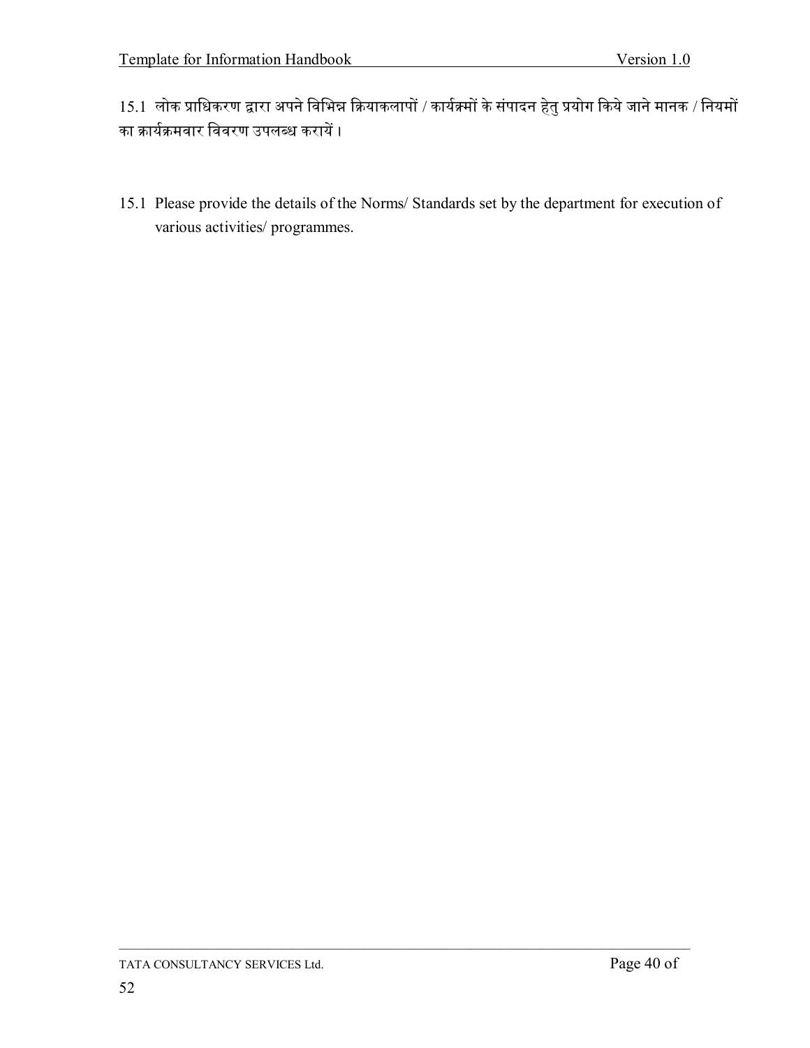15.1 लोक प्राधिकरण द्वारा अपने विभिन्न क्रियाकलापों / कार्यक्रमों के संपादन हेतु प्रयोग किये जाने मानक / नियमों का क्रार्यक्रमवार विवरण उपलब्ध करायें।

15.1 Please provide the details of the Norms/ Standards set by the department for execution of various activities/ programmes.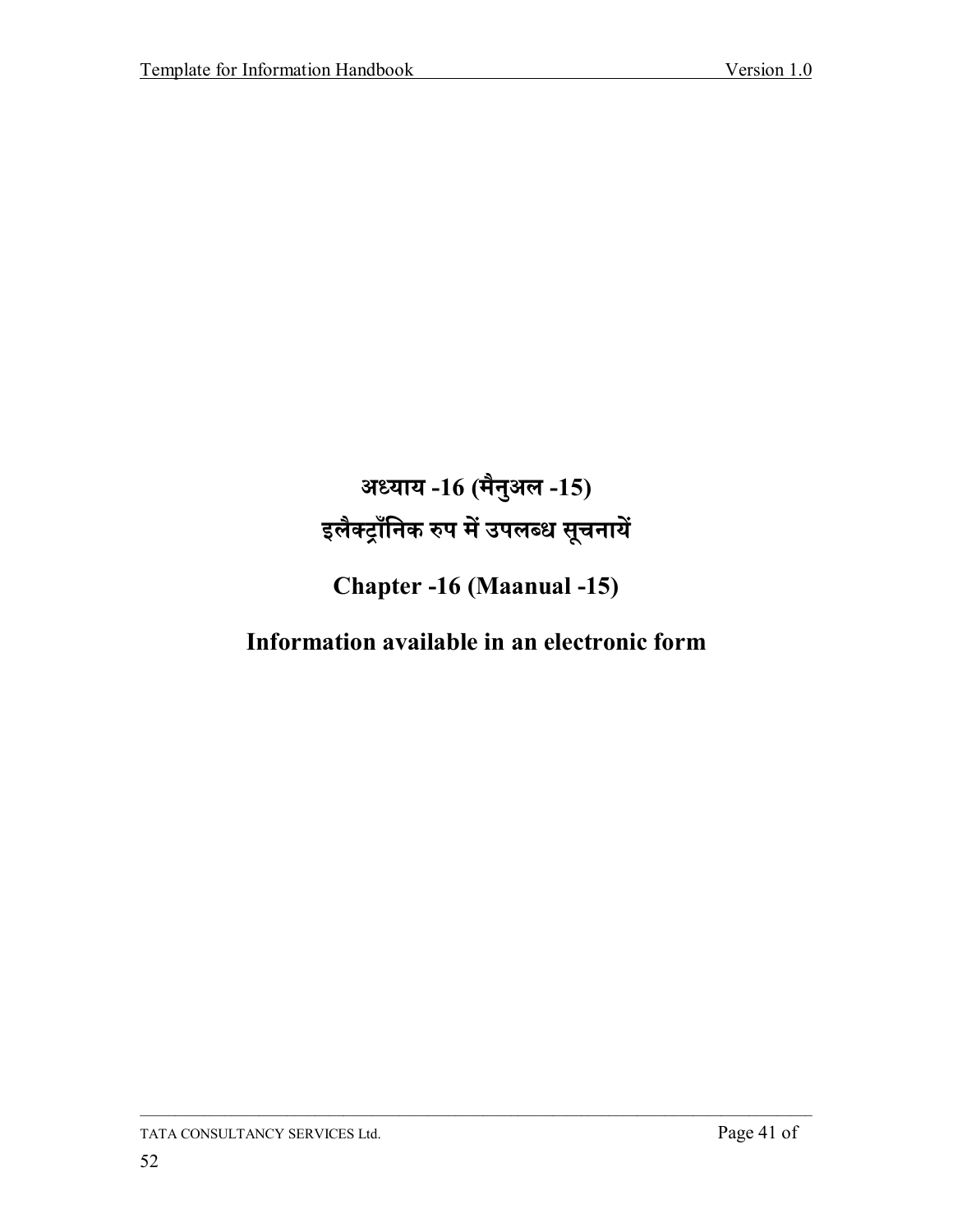# अध्याय -16 (मैनुअल -15)

# इलैक्ट्रॉंनिक रुप में उपलब्ध सूचनायें

# Chapter -16 (Maanual -15)

# Information available in an electronic form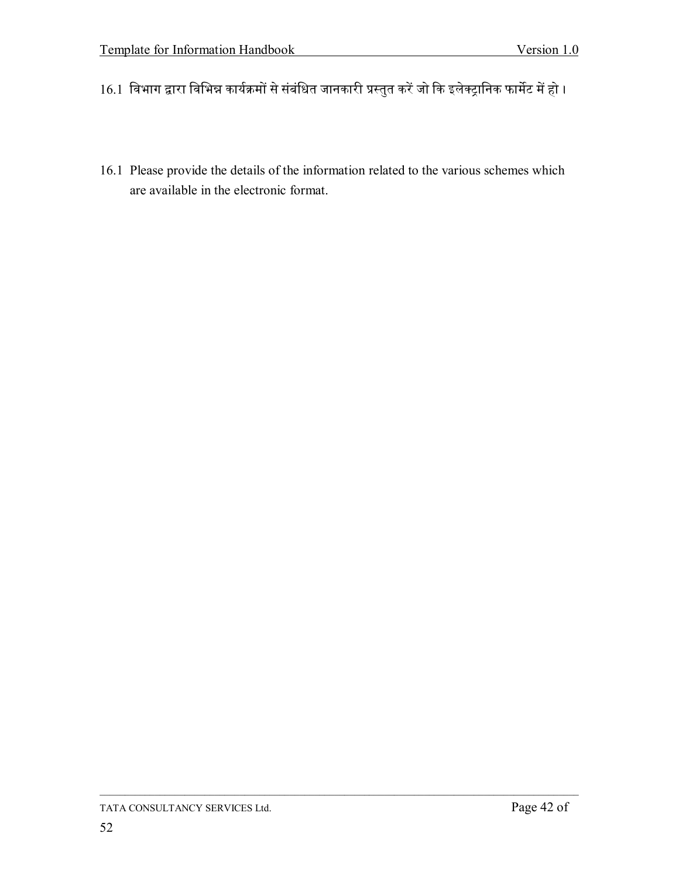16.1 विभाग द्वारा विभिन्न कार्यक्रमों से संबंधित जानकारी प्रस्तुत करें जो कि इलेक्ट्रानिक फार्मेट में हो ।

16.1 Please provide the details of the information related to the various schemes which are available in the electronic format.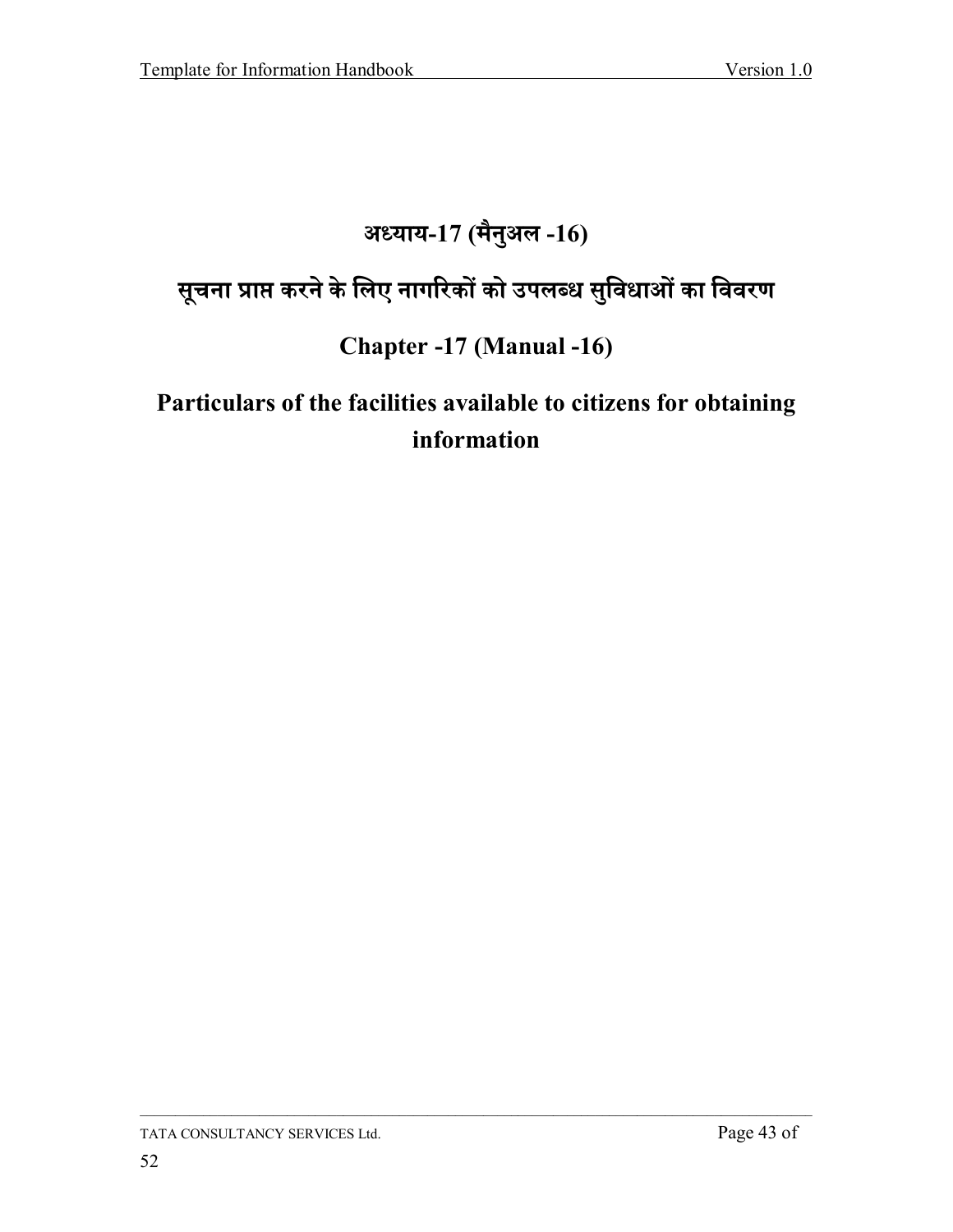# अध्याय-17 (मैनुअल -16)

# सूचना प्राप्त करने के लिए नागरिकों को उपलब्ध सुविधाओं का विवरण

# Chapter -17 (Manual -16)

# Particulars of the facilities available to citizens for obtaining information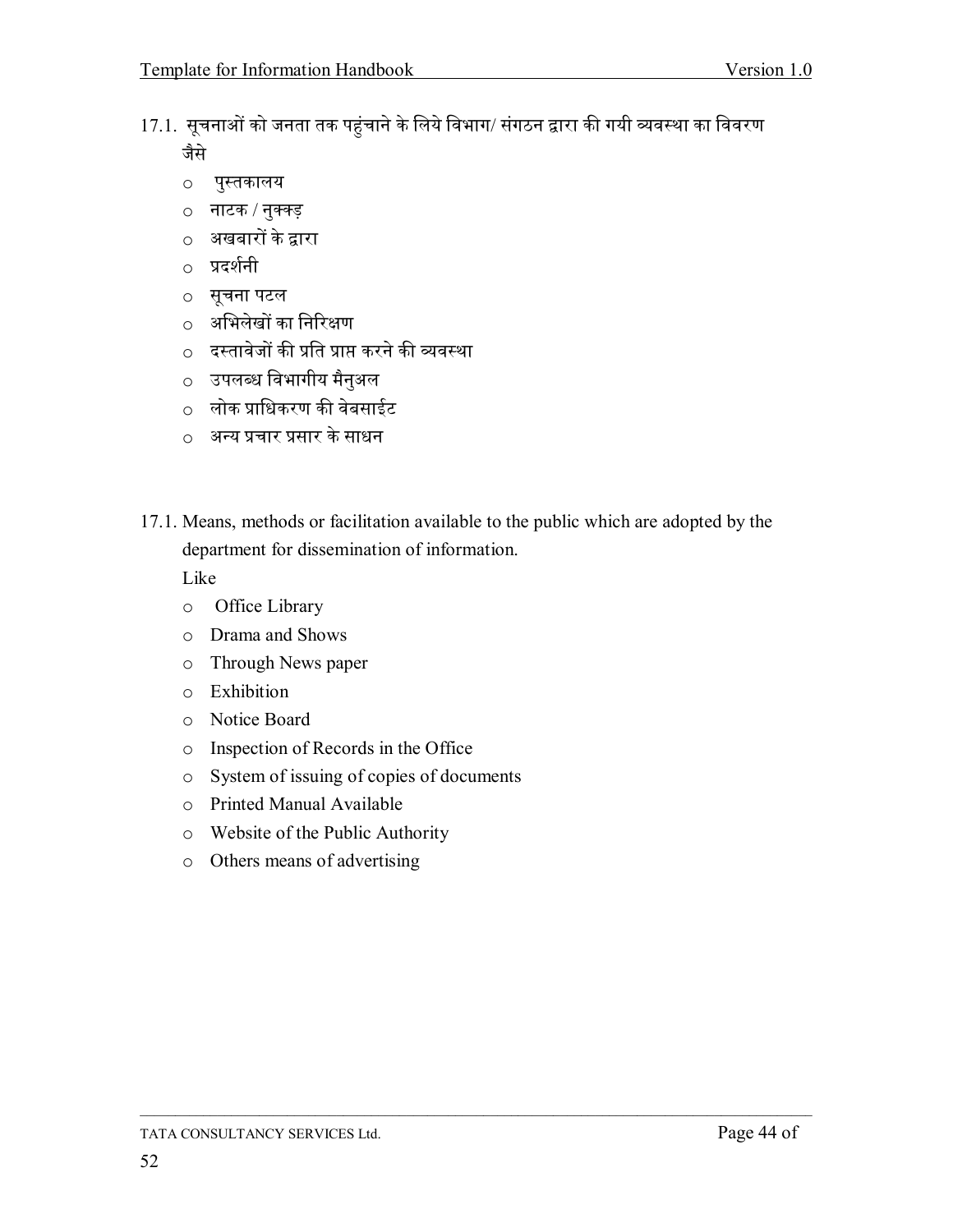17.1. सूचनाओं को जनता तक पहुंचाने के लिये विभाग/ संगठन द्वारा की गयी व्यवस्था का विवरण जैसे

- पुस्तकालय
- नाटक / नुक्कड़
- अखबारों के द्वारा
- प्रदर्शनी
- सूचना पटल
- अभिलेखों का निरिक्षण
- दस्तावेजों की प्रति प्राप्त करने की व्यवस्था
- उपलब्ध विभागीय मैनुअल
- लोक प्राधिकरण की वेबसाईट
- अन्य प्रचार प्रसार के साधन

17.1. Means, methods or facilitation available to the public which are adopted by the department for dissemination of information.

Like

- Office Library
- Drama and Shows
- Through News paper
- Exhibition
- Notice Board
- Inspection of Records in the Office
- System of issuing of copies of documents
- Printed Manual Available
- Website of the Public Authority
- Others means of advertising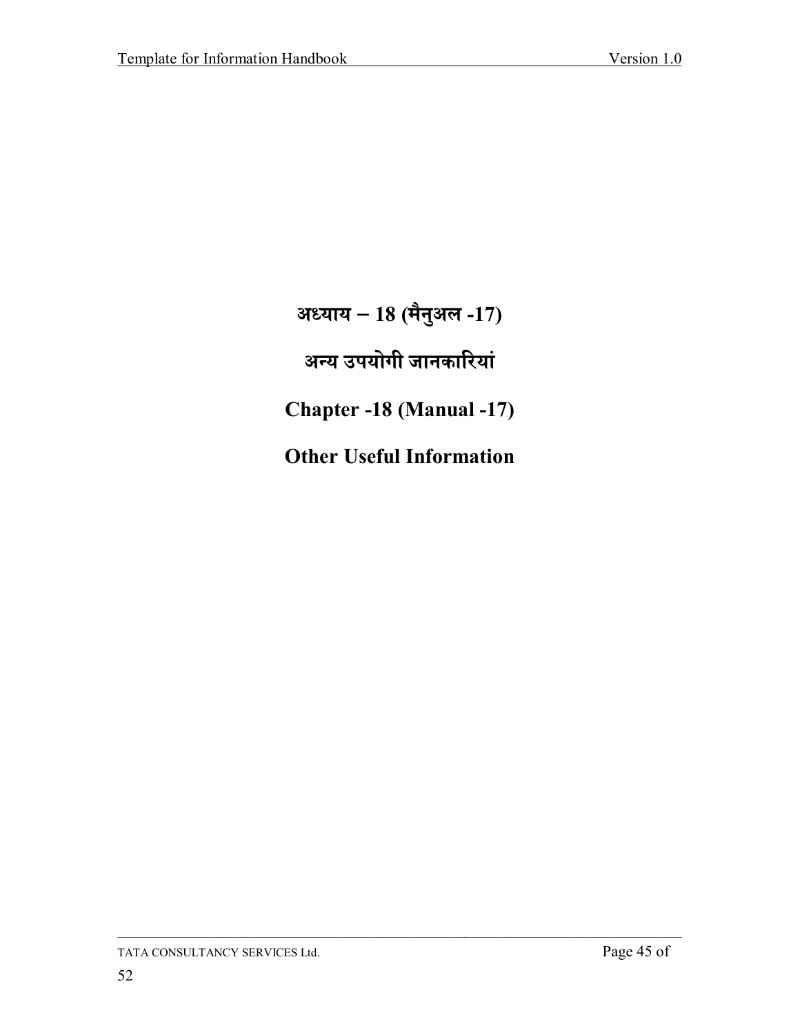# अध्याय – 18 (मैनुअल -17)

# अन्य उपयोगी जानकारियां

# Chapter -18 (Manual -17)

# Other Useful Information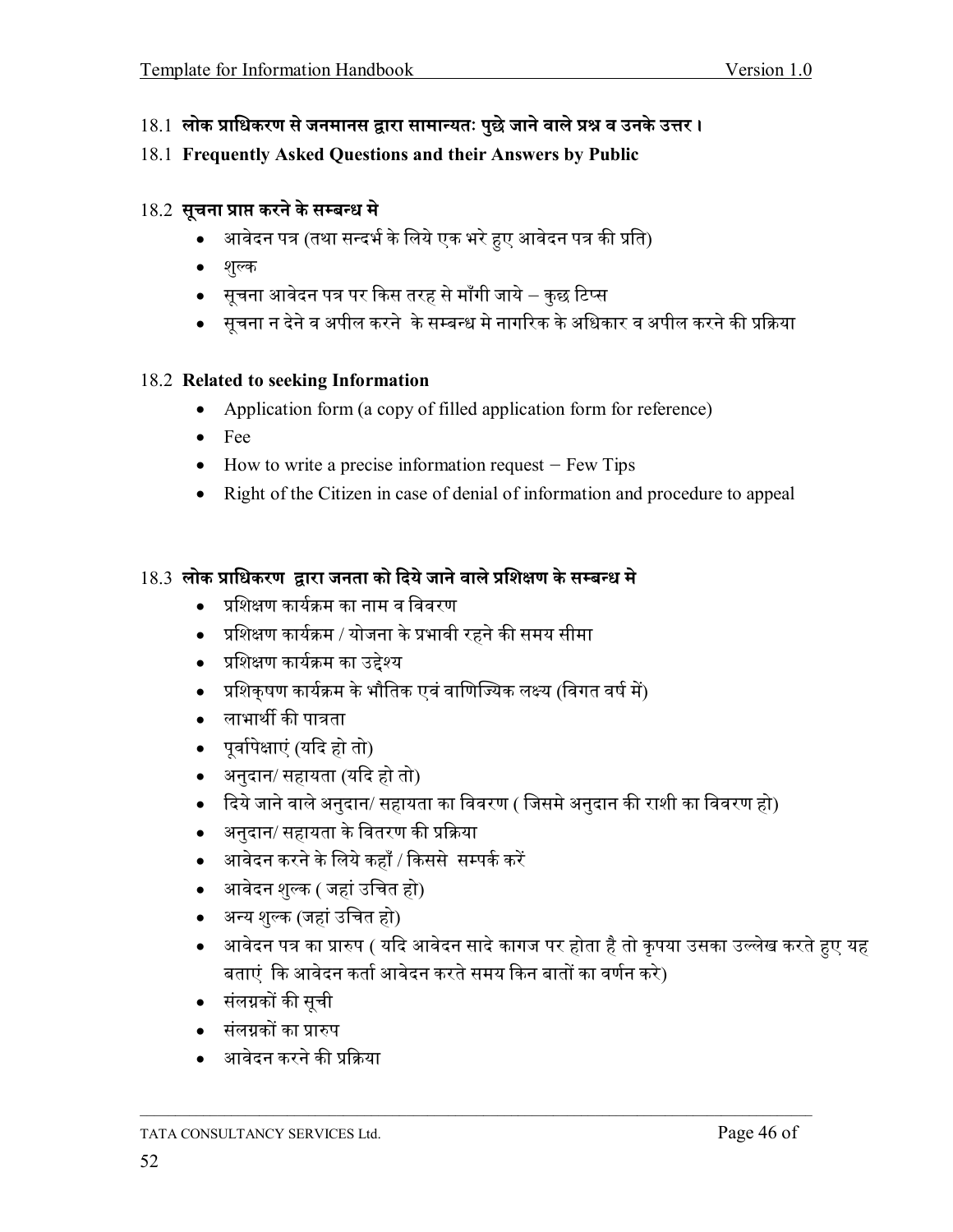### 18.1 लोक प्राधिकरण से जनमानस द्वारा सामान्यतः पुछे जाने वाले प्रश्न व उनके उत्तर ।

### 18.1 Frequently Asked Questions and their Answers by Public

### 18.2 सूचना प्राप्त करने के सम्बन्ध मे

- आवेदन पत्र (तथा सन्दर्भ के लिये एक भरे हुए आवेदन पत्र की प्रति)
- शुल्क
- सूचना आवेदन पत्र पर किस तरह से माँगी जाये – कुछ टिप्स
- सूचना न देने व अपील करने के सम्बन्ध मे नागरिक के अधिकार व अपील करने की प्रक्रिया

### 18.2 Related to seeking Information

- Application form (a copy of filled application form for reference)
- Fee
- How to write a precise information request – Few Tips
- Right of the Citizen in case of denial of information and procedure to appeal

### 18.3 लोक प्राधिकरण द्वारा जनता को दिये जाने वाले प्रशिक्षण के सम्बन्ध मे

- प्रशिक्षण कार्यक्रम का नाम व विवरण
- प्रशिक्षण कार्यक्रम / योजना के प्रभावी रहने की समय सीमा
- प्रशिक्षण कार्यक्रम का उद्देश्य
- प्रशिकृषण कार्यक्रम के भौतिक एवं वाणिज्यिक लक्ष्य (विगत वर्ष में)
- लाभार्थी की पात्रता
- पूर्वापेक्षाएं (यदि हो तो)
- अनुदान/ सहायता (यदि हो तो)
- दिये जाने वाले अनुदान/ सहायता का विवरण ( जिसमे अनुदान की राशी का विवरण हो)
- अनुदान/ सहायता के वितरण की प्रक्रिया
- आवेदन करने के लिये कहाँ / किससे सम्पर्क करें
- आवेदन शुल्क ( जहां उचित हो)
- अन्य शुल्क (जहां उचित हो)
- आवेदन पत्र का प्रारुप ( यदि आवेदन सादे कागज पर होता है तो कृपया उसका उल्लेख करते हुए यह बताएं कि आवेदन कर्ता आवेदन करते समय किन बातों का वर्णन करे)
- संलग्नकों की सूची
- संलग्नकों का प्रारुप
- आवेदन करने की प्रक्रिया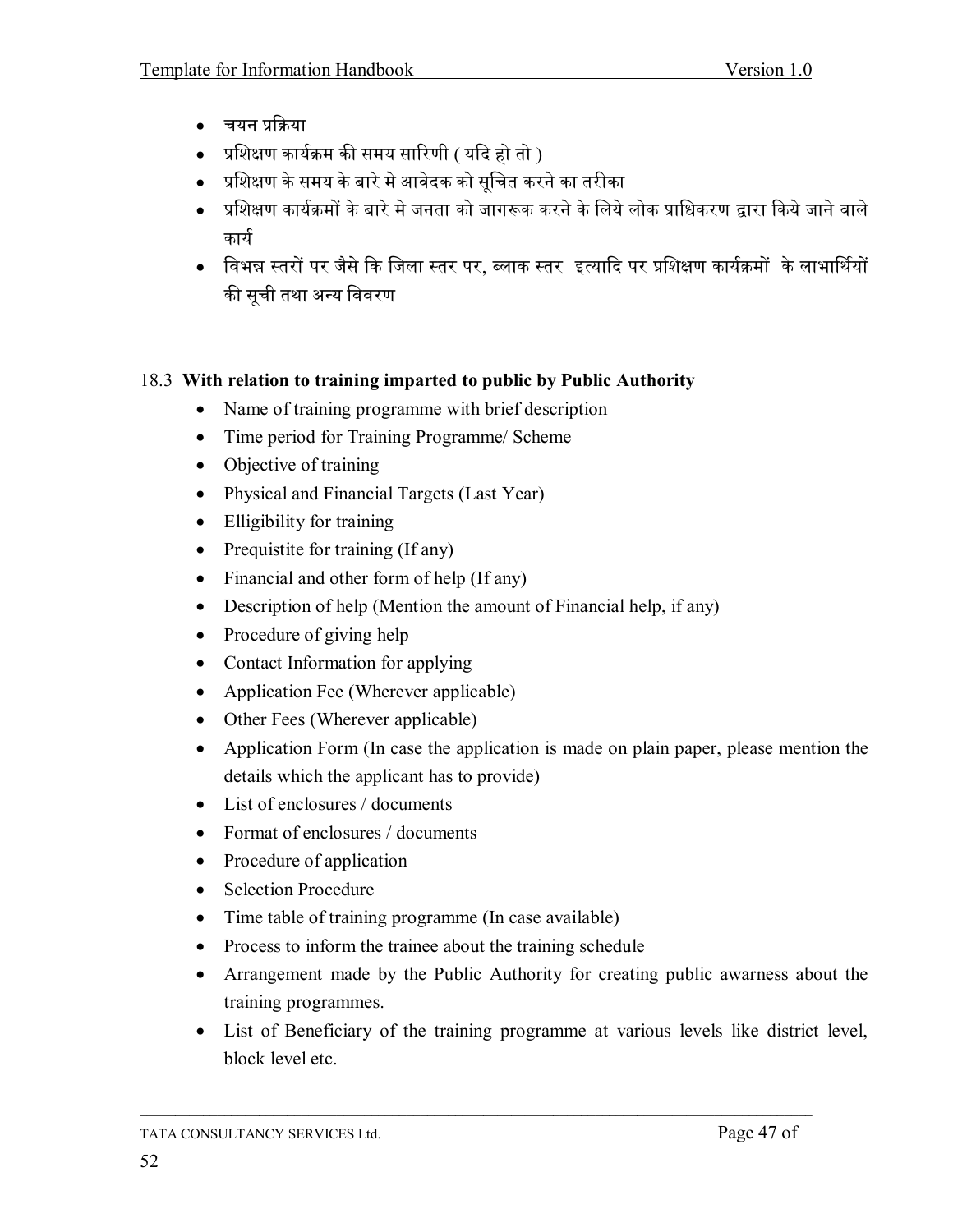- चयन प्रक्रिया
- प्रशिक्षण कार्यक्रम की समय सारिणी ( यदि हो तो )
- प्रशिक्षण के समय के बारे मे आवेदक को सूचित करने का तरीका
- प्रशिक्षण कार्यक्रमों के बारे मे जनता को जागरूक करने के लिये लोक प्राधिकरण द्वारा किये जाने वाले कार्य
- विभन्न स्तरों पर जैसे कि जिला स्तर पर, ब्लाक स्तर इत्यादि पर प्रशिक्षण कार्यक्रमों के लाभार्थियों की सूची तथा अन्य विवरण

18.3 **With relation to training imparted to public by Public Authority**

- Name of training programme with brief description
- Time period for Training Programme/ Scheme
- Objective of training
- Physical and Financial Targets (Last Year)
- Elligibility for training
- Prequistite for training (If any)
- Financial and other form of help (If any)
- Description of help (Mention the amount of Financial help, if any)
- Procedure of giving help
- Contact Information for applying
- Application Fee (Wherever applicable)
- Other Fees (Wherever applicable)
- Application Form (In case the application is made on plain paper, please mention the details which the applicant has to provide)
- List of enclosures / documents
- Format of enclosures / documents
- Procedure of application
- Selection Procedure
- Time table of training programme (In case available)
- Process to inform the trainee about the training schedule
- Arrangement made by the Public Authority for creating public awarness about the training programmes.
- List of Beneficiary of the training programme at various levels like district level, block level etc.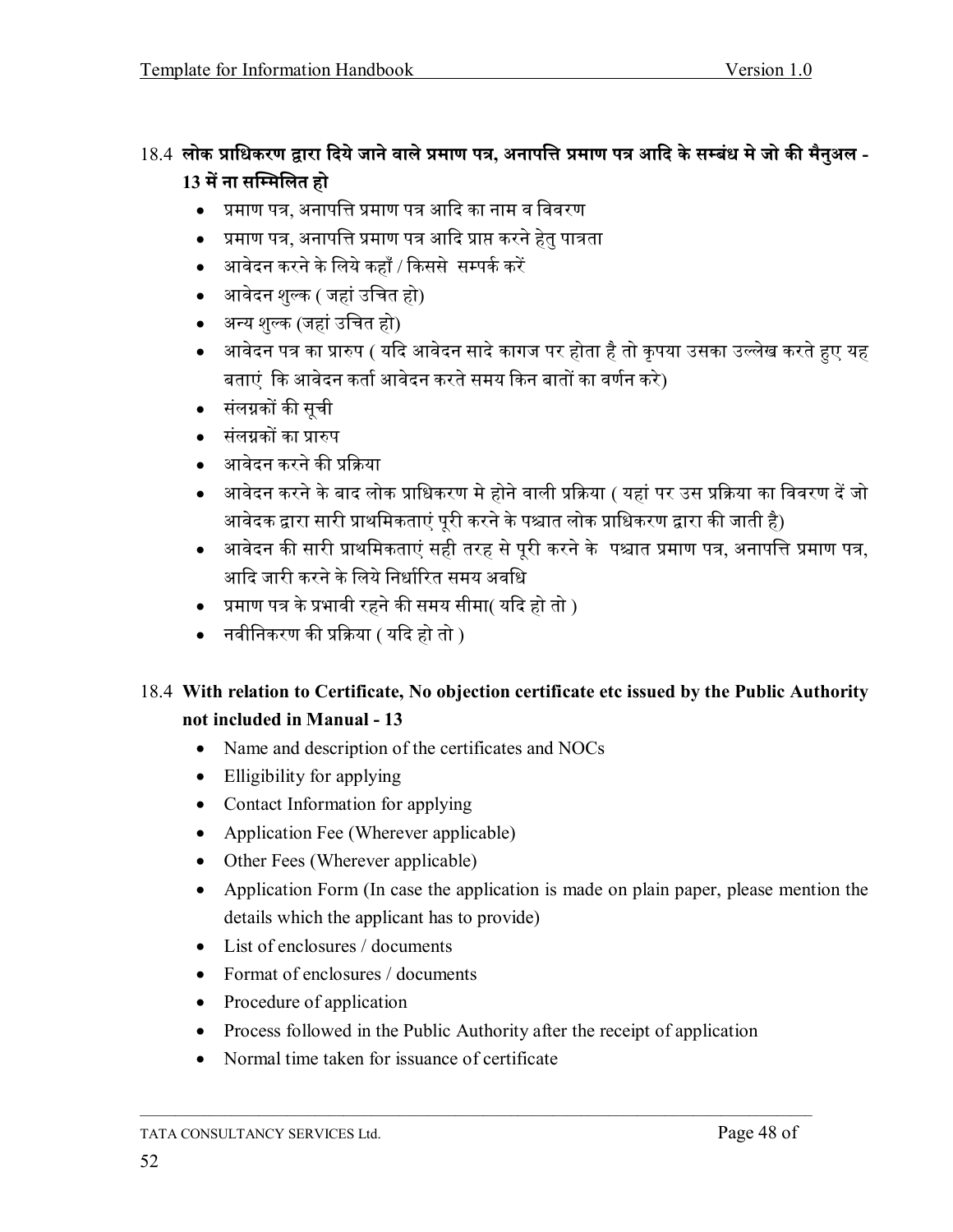### 18.4 लोक प्राधिकरण द्वारा दिये जाने वाले प्रमाण पत्र, अनापत्ति प्रमाण पत्र आदि के सम्बंध मे जो की मैनुअल - 13 में ना सम्मिलित हो

- प्रमाण पत्र, अनापत्ति प्रमाण पत्र आदि का नाम व विवरण
- प्रमाण पत्र, अनापत्ति प्रमाण पत्र आदि प्राप्त करने हेतु पात्रता
- आवेदन करने के लिये कहाँ / किससे सम्पर्क करें
- आवेदन शुल्क ( जहां उचित हो)
- अन्य शुल्क (जहां उचित हो)
- आवेदन पत्र का प्रारुप ( यदि आवेदन सादे कागज पर होता है तो कृपया उसका उल्लेख करते हुए यह बताएं कि आवेदन कर्ता आवेदन करते समय किन बातों का वर्णन करे)
- संलग्नकों की सूची
- संलग्नकों का प्रारुप
- आवेदन करने की प्रक्रिया
- आवेदन करने के बाद लोक प्राधिकरण मे होने वाली प्रक्रिया ( यहां पर उस प्रक्रिया का विवरण दें जो आवेदक द्वारा सारी प्राथमिकताएं पूरी करने के पश्चात लोक प्राधिकरण द्वारा की जाती है)
- आवेदन की सारी प्राथमिकताएं सही तरह से पूरी करने के पश्चात प्रमाण पत्र, अनापत्ति प्रमाण पत्र, आदि जारी करने के लिये निर्धारित समय अवधि
- प्रमाण पत्र के प्रभावी रहने की समय सीमा( यदि हो तो )
- नवीनिकरण की प्रक्रिया ( यदि हो तो )

### 18.4 With relation to Certificate, No objection certificate etc issued by the Public Authority not included in Manual - 13

- Name and description of the certificates and NOCs
- Elligibility for applying
- Contact Information for applying
- Application Fee (Wherever applicable)
- Other Fees (Wherever applicable)
- Application Form (In case the application is made on plain paper, please mention the details which the applicant has to provide)
- List of enclosures / documents
- Format of enclosures / documents
- Procedure of application
- Process followed in the Public Authority after the receipt of application
- Normal time taken for issuance of certificate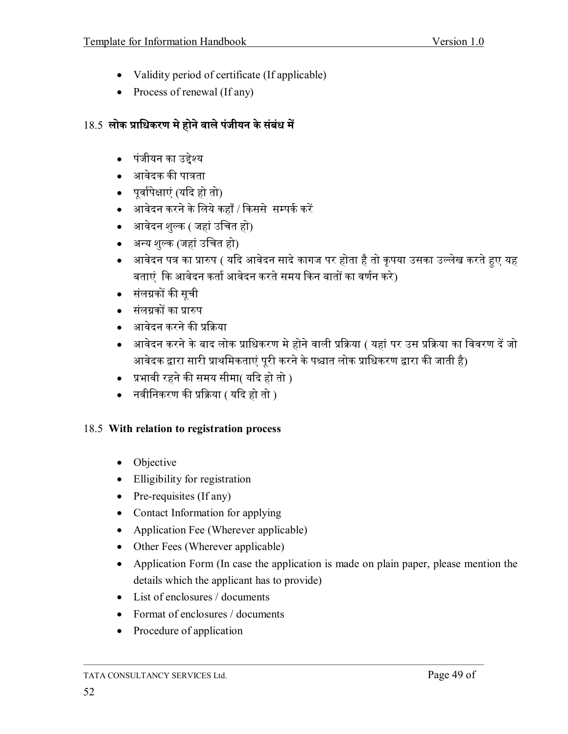- Validity period of certificate (If applicable)
- Process of renewal (If any)

### 18.5 **लोक प्राधिकरण मे होने वाले पंजीयन के संबंध में**

- पंजीयन का उद्देश्य
- आवेदक की पात्रता
- पूर्वापेक्षाएं (यदि हो तो)
- आवेदन करने के लिये कहाँ / किससे सम्पर्क करें
- आवेदन शुल्क ( जहां उचित हो)
- अन्य शुल्क (जहां उचित हो)
- आवेदन पत्र का प्रारुप ( यदि आवेदन सादे कागज पर होता है तो कृपया उसका उल्लेख करते हुए यह बताएं कि आवेदन कर्ता आवेदन करते समय किन बातों का वर्णन करे)
- संलग्नकों की सूची
- संलग्नकों का प्रारुप
- आवेदन करने की प्रक्रिया
- आवेदन करने के बाद लोक प्राधिकरण मे होने वाली प्रक्रिया ( यहां पर उस प्रक्रिया का विवरण दें जो आवेदक द्वारा सारी प्राथमिकताएं पूरी करने के पश्चात लोक प्राधिकरण द्वारा की जाती है)
- प्रभावी रहने की समय सीमा( यदि हो तो )
- नवीनिकरण की प्रक्रिया ( यदि हो तो )

### 18.5 **With relation to registration process**

- Objective
- Elligibility for registration
- Pre-requisites (If any)
- Contact Information for applying
- Application Fee (Wherever applicable)
- Other Fees (Wherever applicable)
- Application Form (In case the application is made on plain paper, please mention the details which the applicant has to provide)
- List of enclosures / documents
- Format of enclosures / documents
- Procedure of application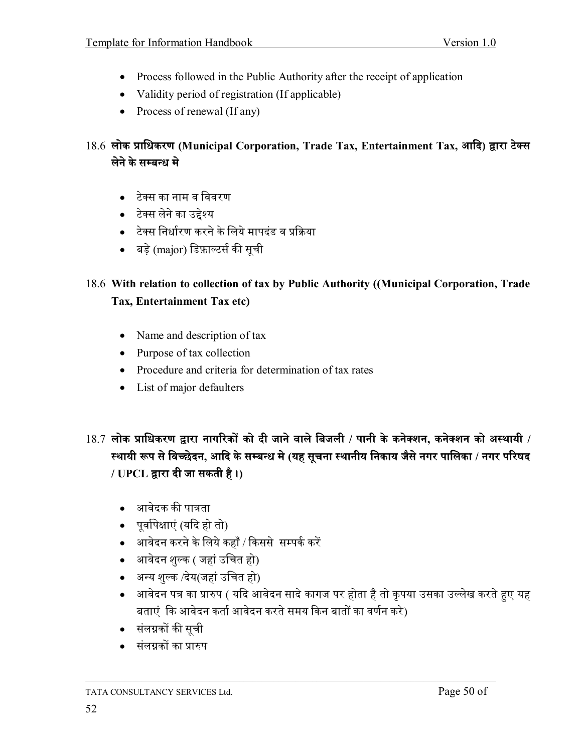- Process followed in the Public Authority after the receipt of application
- Validity period of registration (If applicable)
- Process of renewal (If any)

**18.6 लोक प्राधिकरण (Municipal Corporation, Trade Tax, Entertainment Tax, आदि) द्वारा टेक्स लेने के सम्बन्ध मे**

- टेक्स का नाम व विवरण
- टेक्स लेने का उद्देश्य
- टेक्स निर्धारण करने के लिये मापदंड व प्रक्रिया
- बड़े (major) डिफ़ाल्टर्स की सूची

**18.6 With relation to collection of tax by Public Authority ((Municipal Corporation, Trade Tax, Entertainment Tax etc)**

- Name and description of tax
- Purpose of tax collection
- Procedure and criteria for determination of tax rates
- List of major defaulters

**18.7 लोक प्राधिकरण द्वारा नागरिकों को दी जाने वाले बिजली / पानी के कनेक्शन, कनेक्शन को अस्थायी / स्थायी रूप से विच्छेदन, आदि के सम्बन्ध मे (यह सूचना स्थानीय निकाय जैसे नगर पालिका / नगर परिषद / UPCL द्वारा दी जा सकती है ।)**

- आवेदक की पात्रता
- पूर्वापेक्षाएं (यदि हो तो)
- आवेदन करने के लिये कहाँ / किससे सम्पर्क करें
- आवेदन शुल्क ( जहां उचित हो)
- अन्य शुल्क /देय(जहां उचित हो)
- आवेदन पत्र का प्रारुप ( यदि आवेदन सादे कागज पर होता है तो कृपया उसका उल्लेख करते हुए यह बताएं कि आवेदन कर्ता आवेदन करते समय किन बातों का वर्णन करे)
- संलग्नकों की सूची
- संलग्नकों का प्रारुप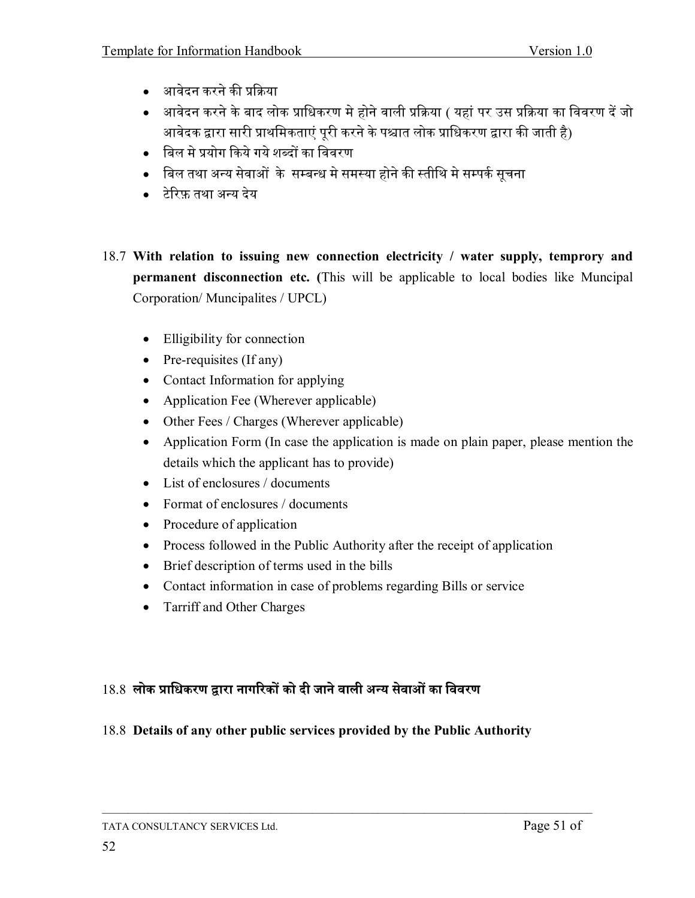- आवेदन करने की प्रक्रिया
- आवेदन करने के बाद लोक प्राधिकरण मे होने वाली प्रक्रिया ( यहां पर उस प्रक्रिया का विवरण दें जो आवेदक द्वारा सारी प्राथमिकताएं पूरी करने के पश्चात लोक प्राधिकरण द्वारा की जाती है)
- बिल मे प्रयोग किये गये शब्दों का विवरण
- बिल तथा अन्य सेवाओं के सम्बन्ध मे समस्या होने की स्तीथि मे सम्पर्क सूचना
- टेरिफ़ तथा अन्य देय

18.7 **With relation to issuing new connection electricity / water supply, temprory and permanent disconnection etc. (**This will be applicable to local bodies like Muncipal Corporation/ Muncipalites / UPCL)

- Elligibility for connection
- Pre-requisites (If any)
- Contact Information for applying
- Application Fee (Wherever applicable)
- Other Fees / Charges (Wherever applicable)
- Application Form (In case the application is made on plain paper, please mention the details which the applicant has to provide)
- List of enclosures / documents
- Format of enclosures / documents
- Procedure of application
- Process followed in the Public Authority after the receipt of application
- Brief description of terms used in the bills
- Contact information in case of problems regarding Bills or service
- Tarriff and Other Charges

### 18.8 लोक प्राधिकरण द्वारा नागरिकों को दी जाने वाली अन्य सेवाओं का विवरण

### 18.8 Details of any other public services provided by the Public Authority